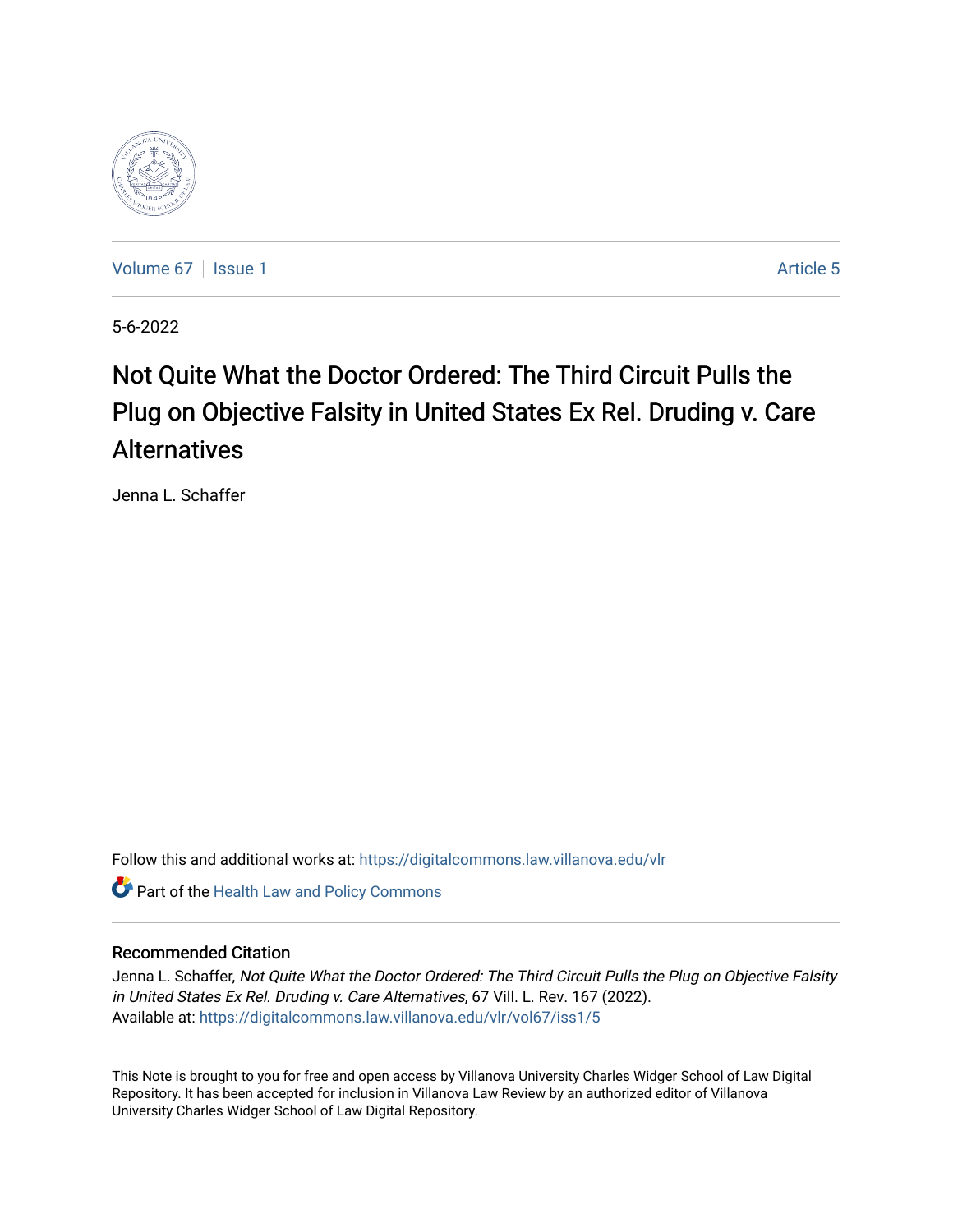Volume 67 | Issue 1 Article 5

5-6-2022

# Not Quite What the Doctor Ordered: The Third Circuit Pulls the Plug on Objective Falsity in United States Ex Rel. Druding v. Care Alternatives

Jenna L. Schaffer

Follow this and additional works at: https://digitalcommons.law.villanova.edu/vlr

Part of the Health Law and Policy Commons

## Recommended Citation

Jenna L. Schaffer, *Not Quite What the Doctor Ordered: The Third Circuit Pulls the Plug on Objective Falsity in United States Ex Rel. Druding v. Care Alternatives*, 67 Vill. L. Rev. 167 (2022).
Available at: https://digitalcommons.law.villanova.edu/vlr/vol67/iss1/5

This Note is brought to you for free and open access by Villanova University Charles Widger School of Law Digital Repository. It has been accepted for inclusion in Villanova Law Review by an authorized editor of Villanova University Charles Widger School of Law Digital Repository.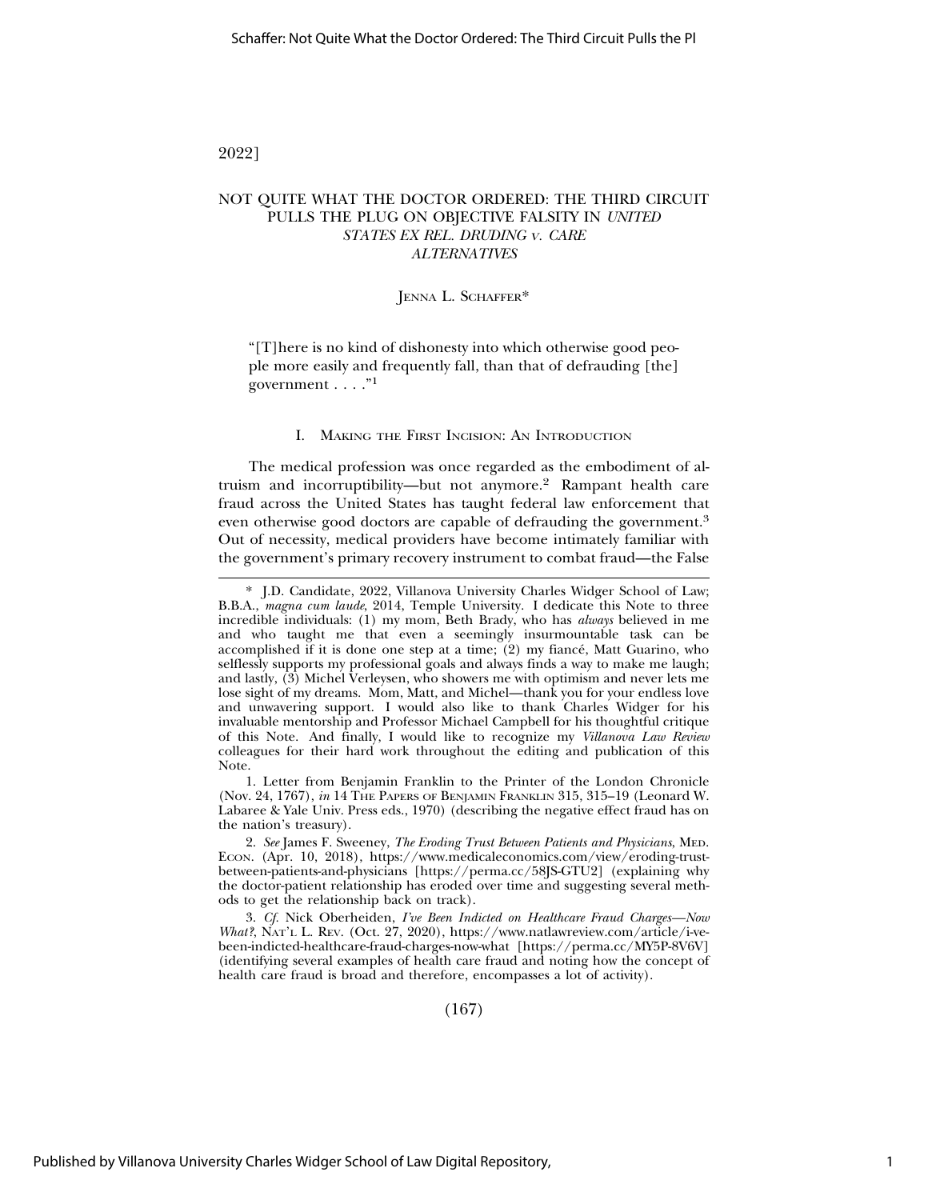# NOT QUITE WHAT THE DOCTOR ORDERED: THE THIRD CIRCUIT PULLS THE PLUG ON OBJECTIVE FALSITY IN *UNITED STATES EX REL. DRUDING v. CARE ALTERNATIVES*

JENNA L. SCHAFFER*

"[T]here is no kind of dishonesty into which otherwise good people more easily and frequently fall, than that of defrauding [the] government . . . ."[1]

## I. MAKING THE FIRST INCISION: AN INTRODUCTION

The medical profession was once regarded as the embodiment of altruism and incorruptibility—but not anymore.[2] Rampant health care fraud across the United States has taught federal law enforcement that even otherwise good doctors are capable of defrauding the government.[3] Out of necessity, medical providers have become intimately familiar with the government's primary recovery instrument to combat fraud—the False

---

\* J.D. Candidate, 2022, Villanova University Charles Widger School of Law; B.B.A., *magna cum laude*, 2014, Temple University. I dedicate this Note to three incredible individuals: (1) my mom, Beth Brady, who has *always* believed in me and who taught me that even a seemingly insurmountable task can be accomplished if it is done one step at a time; (2) my fiancé, Matt Guarino, who selflessly supports my professional goals and always finds a way to make me laugh; and lastly, (3) Michel Verleysen, who showers me with optimism and never lets me lose sight of my dreams. Mom, Matt, and Michel—thank you for your endless love and unwavering support. I would also like to thank Charles Widger for his invaluable mentorship and Professor Michael Campbell for his thoughtful critique of this Note. And finally, I would like to recognize my *Villanova Law Review* colleagues for their hard work throughout the editing and publication of this Note.

1. Letter from Benjamin Franklin to the Printer of the London Chronicle (Nov. 24, 1767), *in* 14 THE PAPERS OF BENJAMIN FRANKLIN 315, 315–19 (Leonard W. Labaree & Yale Univ. Press eds., 1970) (describing the negative effect fraud has on the nation's treasury).

2. *See* James F. Sweeney, *The Eroding Trust Between Patients and Physicians*, MED. ECON. (Apr. 10, 2018), https://www.medicaleconomics.com/view/eroding-trust-between-patients-and-physicians [https://perma.cc/58JS-GTU2] (explaining why the doctor-patient relationship has eroded over time and suggesting several methods to get the relationship back on track).

3. *Cf.* Nick Oberheiden, *I've Been Indicted on Healthcare Fraud Charges—Now What?*, NAT'L L. REV. (Oct. 27, 2020), https://www.natlawreview.com/article/i-ve-been-indicted-healthcare-fraud-charges-now-what [https://perma.cc/MY5P-8V6V] (identifying several examples of health care fraud and noting how the concept of health care fraud is broad and therefore, encompasses a lot of activity).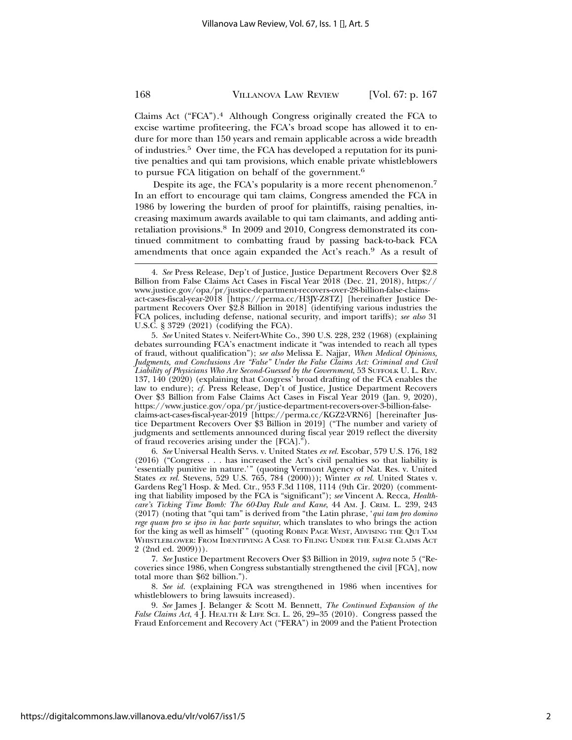Claims Act ("FCA").[4] Although Congress originally created the FCA to excise wartime profiteering, the FCA's broad scope has allowed it to endure for more than 150 years and remain applicable across a wide breadth of industries.[5] Over time, the FCA has developed a reputation for its punitive penalties and qui tam provisions, which enable private whistleblowers to pursue FCA litigation on behalf of the government.[6]

Despite its age, the FCA's popularity is a more recent phenomenon.[7] In an effort to encourage qui tam claims, Congress amended the FCA in 1986 by lowering the burden of proof for plaintiffs, raising penalties, increasing maximum awards available to qui tam claimants, and adding anti-retaliation provisions.[8] In 2009 and 2010, Congress demonstrated its continued commitment to combatting fraud by passing back-to-back FCA amendments that once again expanded the Act's reach.[9] As a result of

---

4. *See* Press Release, Dep't of Justice, Justice Department Recovers Over $2.8 Billion from False Claims Act Cases in Fiscal Year 2018 (Dec. 21, 2018), https://www.justice.gov/opa/pr/justice-department-recovers-over-28-billion-false-claims-act-cases-fiscal-year-2018 [https://perma.cc/H3JY-Z8TZ] [hereinafter Justice Department Recovers Over $2.8 Billion in 2018] (identifying various industries the FCA polices, including defense, national security, and import tariffs); *see also* 31 U.S.C. § 3729 (2021) (codifying the FCA).

5. *See* United States v. Neifert-White Co., 390 U.S. 228, 232 (1968) (explaining debates surrounding FCA's enactment indicate it "was intended to reach all types of fraud, without qualification"); *see also* Melissa E. Najjar, *When Medical Opinions, Judgments, and Conclusions Are "False" Under the False Claims Act: Criminal and Civil Liability of Physicians Who Are Second-Guessed by the Government*, 53 SUFFOLK U. L. REV. 137, 140 (2020) (explaining that Congress' broad drafting of the FCA enables the law to endure); *cf.* Press Release, Dep't of Justice, Justice Department Recovers Over $3 Billion from False Claims Act Cases in Fiscal Year 2019 (Jan. 9, 2020), https://www.justice.gov/opa/pr/justice-department-recovers-over-3-billion-false-claims-act-cases-fiscal-year-2019 [https://perma.cc/KGZ2-VRN6] [hereinafter Justice Department Recovers Over $3 Billion in 2019] ("The number and variety of judgments and settlements announced during fiscal year 2019 reflect the diversity of fraud recoveries arising under the [FCA].").

6. *See* Universal Health Servs. v. United States *ex rel.* Escobar, 579 U.S. 176, 182 (2016) ("Congress . . . has increased the Act's civil penalties so that liability is 'essentially punitive in nature.'" (quoting Vermont Agency of Nat. Res. v. United States *ex rel.* Stevens, 529 U.S. 765, 784 (2000))); Winter *ex rel.* United States v. Gardens Reg'l Hosp. & Med. Ctr., 953 F.3d 1108, 1114 (9th Cir. 2020) (commenting that liability imposed by the FCA is "significant"); *see* Vincent A. Recca, *Healthcare's Ticking Time Bomb: The 60-Day Rule and Kane*, 44 AM. J. CRIM. L. 239, 243 (2017) (noting that "qui tam" is derived from "the Latin phrase, '*qui tam pro domino rege quam pro se ipso in hac parte sequitur*, which translates to who brings the action for the king as well as himself'" (quoting ROBIN PAGE WEST, ADVISING THE QUI TAM WHISTLEBLOWER: FROM IDENTIFYING A CASE TO FILING UNDER THE FALSE CLAIMS ACT 2 (2nd ed. 2009))).

7. *See* Justice Department Recovers Over $3 Billion in 2019, *supra* note 5 ("Recoveries since 1986, when Congress substantially strengthened the civil [FCA], now total more than $62 billion.").

8. *See id.* (explaining FCA was strengthened in 1986 when incentives for whistleblowers to bring lawsuits increased).

9. *See* James J. Belanger & Scott M. Bennett, *The Continued Expansion of the False Claims Act*, 4 J. HEALTH & LIFE SCI. L. 26, 29–35 (2010). Congress passed the Fraud Enforcement and Recovery Act ("FERA") in 2009 and the Patient Protection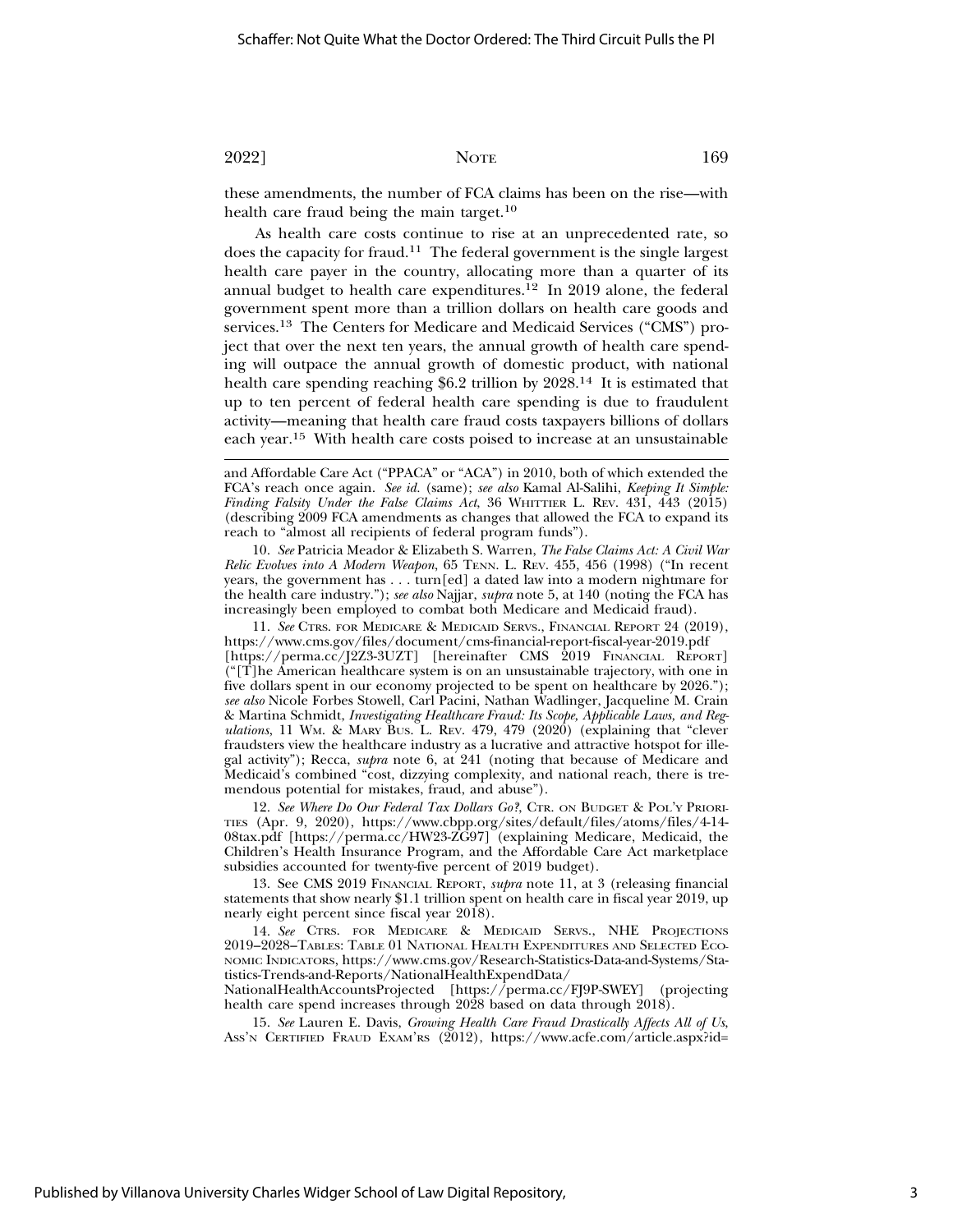these amendments, the number of FCA claims has been on the rise—with health care fraud being the main target.[10]

As health care costs continue to rise at an unprecedented rate, so does the capacity for fraud.[11] The federal government is the single largest health care payer in the country, allocating more than a quarter of its annual budget to health care expenditures.[12] In 2019 alone, the federal government spent more than a trillion dollars on health care goods and services.[13] The Centers for Medicare and Medicaid Services ("CMS") project that over the next ten years, the annual growth of health care spending will outpace the annual growth of domestic product, with national health care spending reaching $6.2 trillion by 2028.[14] It is estimated that up to ten percent of federal health care spending is due to fraudulent activity—meaning that health care fraud costs taxpayers billions of dollars each year.[15] With health care costs poised to increase at an unsustainable

---

and Affordable Care Act ("PPACA" or "ACA") in 2010, both of which extended the FCA's reach once again. *See id.* (same); *see also* Kamal Al-Salihi, *Keeping It Simple: Finding Falsity Under the False Claims Act*, 36 WHITTIER L. REV. 431, 443 (2015) (describing 2009 FCA amendments as changes that allowed the FCA to expand its reach to "almost all recipients of federal program funds").

10. *See* Patricia Meador & Elizabeth S. Warren, *The False Claims Act: A Civil War Relic Evolves into A Modern Weapon*, 65 TENN. L. REV. 455, 456 (1998) ("In recent years, the government has . . . turn[ed] a dated law into a modern nightmare for the health care industry."); *see also* Najjar, *supra* note 5, at 140 (noting the FCA has increasingly been employed to combat both Medicare and Medicaid fraud).

11. *See* CTRS. FOR MEDICARE & MEDICAID SERVS., FINANCIAL REPORT 24 (2019), https://www.cms.gov/files/document/cms-financial-report-fiscal-year-2019.pdf [https://perma.cc/J2Z3-3UZT] [hereinafter CMS 2019 FINANCIAL REPORT] ("[T]he American healthcare system is on an unsustainable trajectory, with one in five dollars spent in our economy projected to be spent on healthcare by 2026."); *see also* Nicole Forbes Stowell, Carl Pacini, Nathan Wadlinger, Jacqueline M. Crain & Martina Schmidt, *Investigating Healthcare Fraud: Its Scope, Applicable Laws, and Regulations*, 11 WM. & MARY BUS. L. REV. 479, 479 (2020) (explaining that "clever fraudsters view the healthcare industry as a lucrative and attractive hotspot for illegal activity"); Recca, *supra* note 6, at 241 (noting that because of Medicare and Medicaid's combined "cost, dizzying complexity, and national reach, there is tremendous potential for mistakes, fraud, and abuse").

12. *See Where Do Our Federal Tax Dollars Go?*, CTR. ON BUDGET & POL'Y PRIORITIES (Apr. 9, 2020), https://www.cbpp.org/sites/default/files/atoms/files/4-14-08tax.pdf [https://perma.cc/HW23-ZG97] (explaining Medicare, Medicaid, the Children's Health Insurance Program, and the Affordable Care Act marketplace subsidies accounted for twenty-five percent of 2019 budget).

13. See CMS 2019 FINANCIAL REPORT, *supra* note 11, at 3 (releasing financial statements that show nearly $1.1 trillion spent on health care in fiscal year 2019, up nearly eight percent since fiscal year 2018).

14. *See* CTRS. FOR MEDICARE & MEDICAID SERVS., NHE PROJECTIONS 2019–2028–TABLES: TABLE 01 NATIONAL HEALTH EXPENDITURES AND SELECTED ECONOMIC INDICATORS, https://www.cms.gov/Research-Statistics-Data-and-Systems/Statistics-Trends-and-Reports/NationalHealthExpendData/NationalHealthAccountsProjected [https://perma.cc/FJ9P-SWEY] (projecting health care spend increases through 2028 based on data through 2018).

15. *See* Lauren E. Davis, *Growing Health Care Fraud Drastically Affects All of Us*, ASS'N CERTIFIED FRAUD EXAM'RS (2012), https://www.acfe.com/article.aspx?id=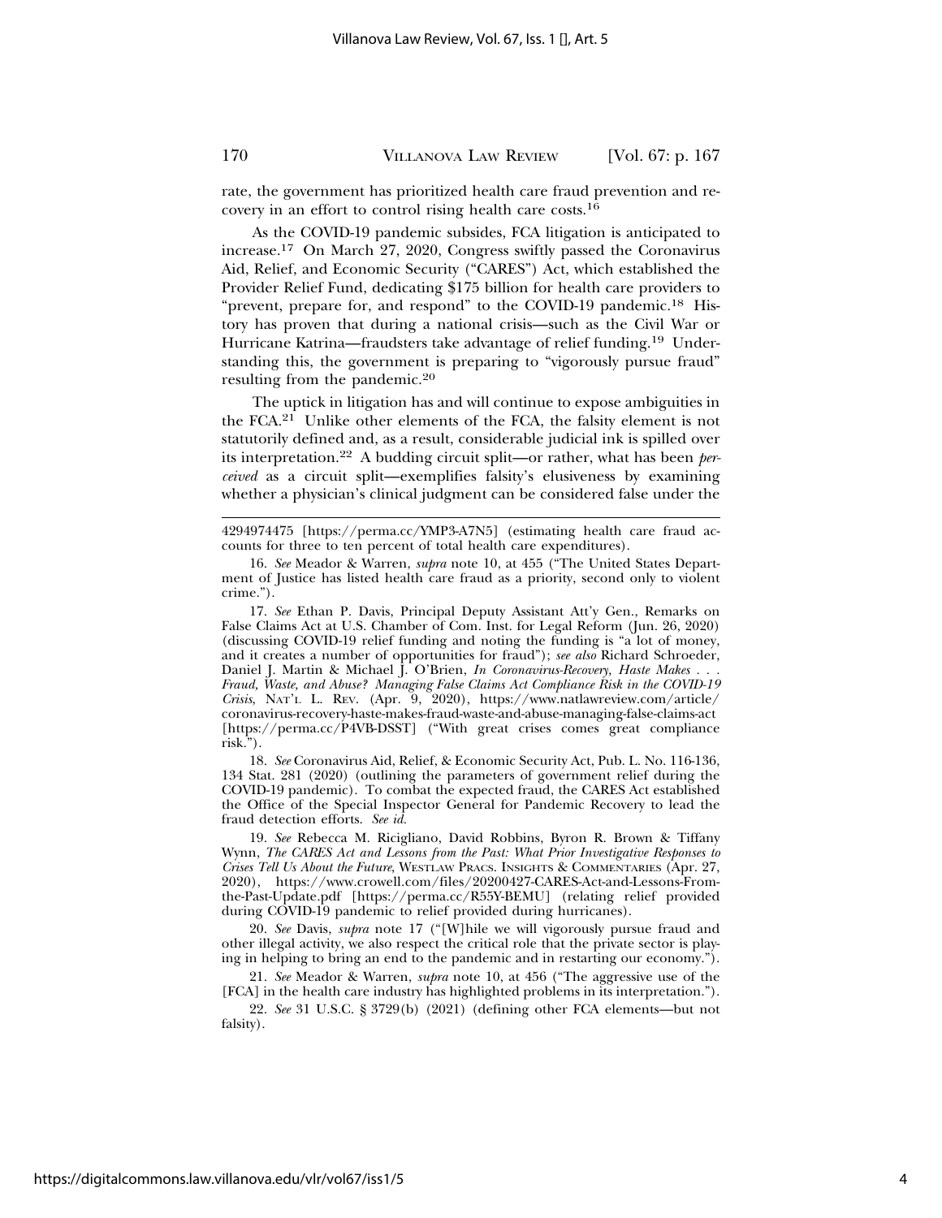rate, the government has prioritized health care fraud prevention and recovery in an effort to control rising health care costs.[16]

As the COVID-19 pandemic subsides, FCA litigation is anticipated to increase.[17] On March 27, 2020, Congress swiftly passed the Coronavirus Aid, Relief, and Economic Security ("CARES") Act, which established the Provider Relief Fund, dedicating $175 billion for health care providers to "prevent, prepare for, and respond" to the COVID-19 pandemic.[18] History has proven that during a national crisis—such as the Civil War or Hurricane Katrina—fraudsters take advantage of relief funding.[19] Understanding this, the government is preparing to "vigorously pursue fraud" resulting from the pandemic.[20]

The uptick in litigation has and will continue to expose ambiguities in the FCA.[21] Unlike other elements of the FCA, the falsity element is not statutorily defined and, as a result, considerable judicial ink is spilled over its interpretation.[22] A budding circuit split—or rather, what has been *perceived* as a circuit split—exemplifies falsity's elusiveness by examining whether a physician's clinical judgment can be considered false under the

---

4294974475 [https://perma.cc/YMP3-A7N5] (estimating health care fraud accounts for three to ten percent of total health care expenditures).

16. *See* Meador & Warren, *supra* note 10, at 455 ("The United States Department of Justice has listed health care fraud as a priority, second only to violent crime.").

17. *See* Ethan P. Davis, Principal Deputy Assistant Att'y Gen., Remarks on False Claims Act at U.S. Chamber of Com. Inst. for Legal Reform (Jun. 26, 2020) (discussing COVID-19 relief funding and noting the funding is "a lot of money, and it creates a number of opportunities for fraud"); *see also* Richard Schroeder, Daniel J. Martin & Michael J. O'Brien, *In Coronavirus-Recovery, Haste Makes . . . Fraud, Waste, and Abuse? Managing False Claims Act Compliance Risk in the COVID-19 Crisis*, NAT'L L. REV. (Apr. 9, 2020), https://www.natlawreview.com/article/coronavirus-recovery-haste-makes-fraud-waste-and-abuse-managing-false-claims-act [https://perma.cc/P4VB-DSST] ("With great crises comes great compliance risk.").

18. *See* Coronavirus Aid, Relief, & Economic Security Act, Pub. L. No. 116-136, 134 Stat. 281 (2020) (outlining the parameters of government relief during the COVID-19 pandemic). To combat the expected fraud, the CARES Act established the Office of the Special Inspector General for Pandemic Recovery to lead the fraud detection efforts. *See id.*

19. *See* Rebecca M. Ricigliano, David Robbins, Byron R. Brown & Tiffany Wynn, *The CARES Act and Lessons from the Past: What Prior Investigative Responses to Crises Tell Us About the Future*, WESTLAW PRACS. INSIGHTS & COMMENTARIES (Apr. 27, 2020), https://www.crowell.com/files/20200427-CARES-Act-and-Lessons-From-the-Past-Update.pdf [https://perma.cc/R55Y-BEMU] (relating relief provided during COVID-19 pandemic to relief provided during hurricanes).

20. *See* Davis, *supra* note 17 ("[W]hile we will vigorously pursue fraud and other illegal activity, we also respect the critical role that the private sector is playing in helping to bring an end to the pandemic and in restarting our economy.").

21. *See* Meador & Warren, *supra* note 10, at 456 ("The aggressive use of the [FCA] in the health care industry has highlighted problems in its interpretation.").

22. *See* 31 U.S.C. § 3729(b) (2021) (defining other FCA elements—but not falsity).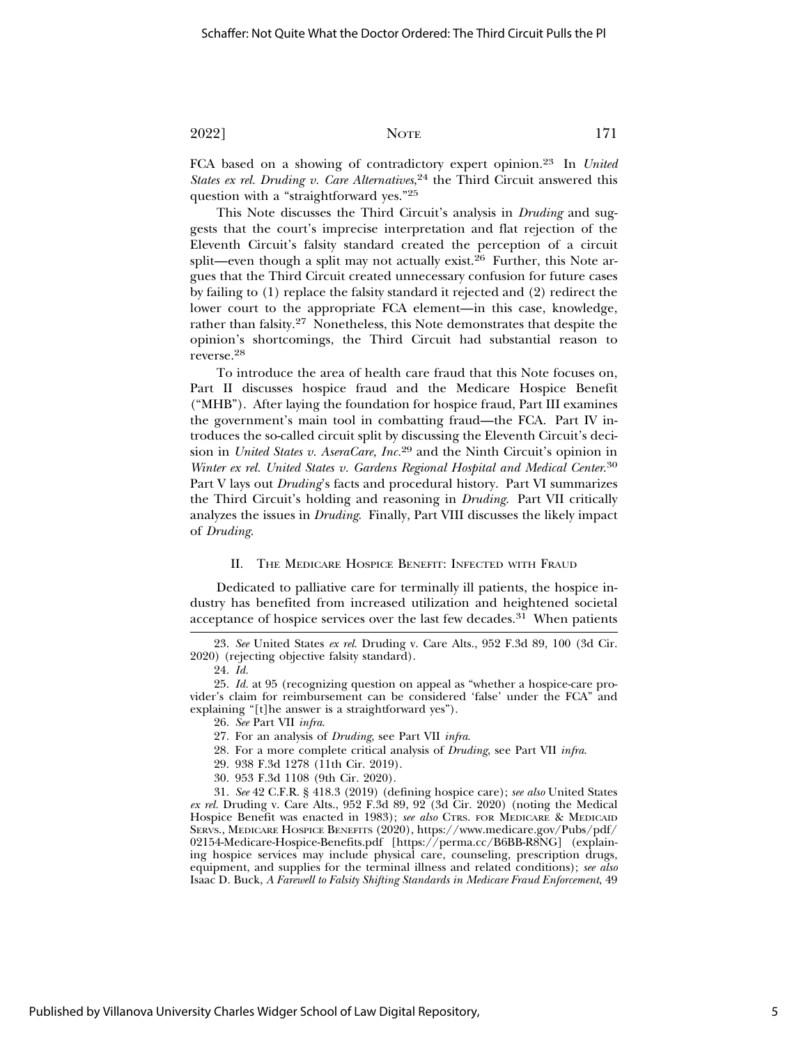FCA based on a showing of contradictory expert opinion.[23] In *United States ex rel. Druding v. Care Alternatives*,[24] the Third Circuit answered this question with a "straightforward yes."[25]

This Note discusses the Third Circuit's analysis in *Druding* and suggests that the court's imprecise interpretation and flat rejection of the Eleventh Circuit's falsity standard created the perception of a circuit split—even though a split may not actually exist.[26] Further, this Note argues that the Third Circuit created unnecessary confusion for future cases by failing to (1) replace the falsity standard it rejected and (2) redirect the lower court to the appropriate FCA element—in this case, knowledge, rather than falsity.[27] Nonetheless, this Note demonstrates that despite the opinion's shortcomings, the Third Circuit had substantial reason to reverse.[28]

To introduce the area of health care fraud that this Note focuses on, Part II discusses hospice fraud and the Medicare Hospice Benefit ("MHB"). After laying the foundation for hospice fraud, Part III examines the government's main tool in combatting fraud—the FCA. Part IV introduces the so-called circuit split by discussing the Eleventh Circuit's decision in *United States v. AseraCare, Inc.*[29] and the Ninth Circuit's opinion in *Winter ex rel. United States v. Gardens Regional Hospital and Medical Center*.[30] Part V lays out *Druding*'s facts and procedural history. Part VI summarizes the Third Circuit's holding and reasoning in *Druding*. Part VII critically analyzes the issues in *Druding*. Finally, Part VIII discusses the likely impact of *Druding*.

## II. The Medicare Hospice Benefit: Infected with Fraud

Dedicated to palliative care for terminally ill patients, the hospice industry has benefited from increased utilization and heightened societal acceptance of hospice services over the last few decades.[31] When patients

---

23. *See* United States *ex rel.* Druding v. Care Alts., 952 F.3d 89, 100 (3d Cir. 2020) (rejecting objective falsity standard).

24. *Id.*

25. *Id.* at 95 (recognizing question on appeal as "whether a hospice-care provider's claim for reimbursement can be considered 'false' under the FCA" and explaining "[t]he answer is a straightforward yes").

26. *See* Part VII *infra*.

27. For an analysis of *Druding*, see Part VII *infra*.

28. For a more complete critical analysis of *Druding*, see Part VII *infra*.

29. 938 F.3d 1278 (11th Cir. 2019).

30. 953 F.3d 1108 (9th Cir. 2020).

31. *See* 42 C.F.R. § 418.3 (2019) (defining hospice care); *see also* United States *ex rel.* Druding v. Care Alts., 952 F.3d 89, 92 (3d Cir. 2020) (noting the Medical Hospice Benefit was enacted in 1983); *see also* Ctrs. for Medicare & Medicaid Servs., Medicare Hospice Benefits (2020), https://www.medicare.gov/Pubs/pdf/02154-Medicare-Hospice-Benefits.pdf [https://perma.cc/B6BB-R8NG] (explaining hospice services may include physical care, counseling, prescription drugs, equipment, and supplies for the terminal illness and related conditions); *see also* Isaac D. Buck, *A Farewell to Falsity Shifting Standards in Medicare Fraud Enforcement*, 49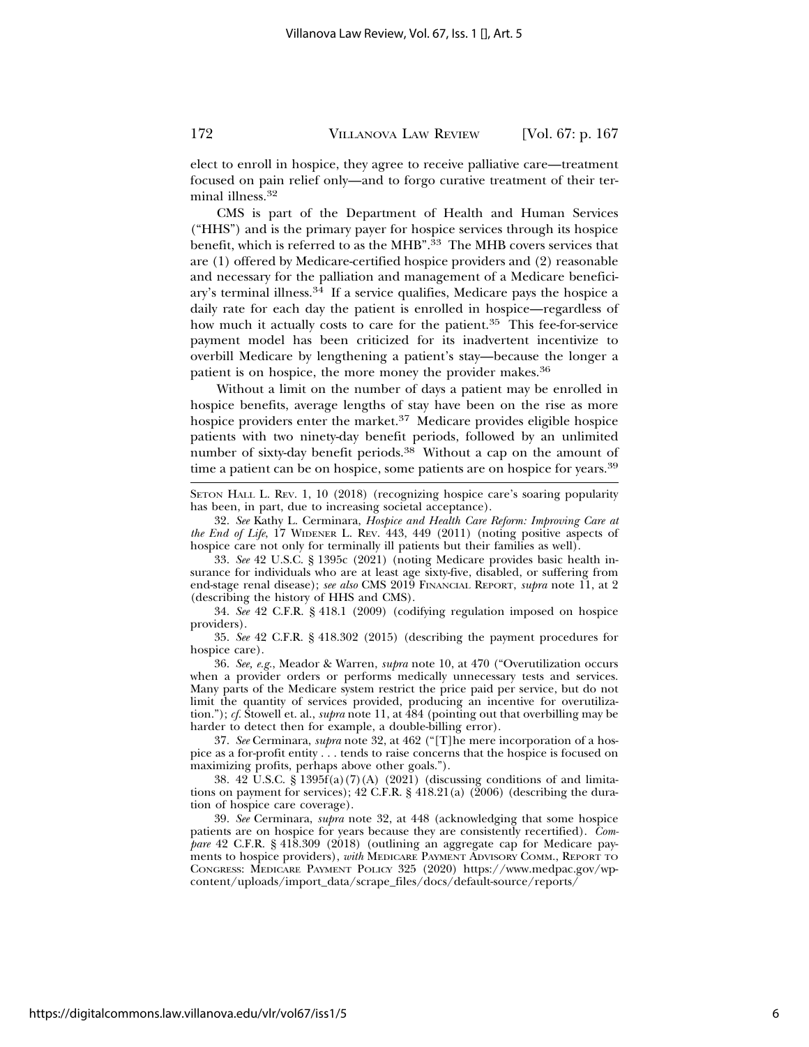elect to enroll in hospice, they agree to receive palliative care—treatment focused on pain relief only—and to forgo curative treatment of their terminal illness.[32]

CMS is part of the Department of Health and Human Services ("HHS") and is the primary payer for hospice services through its hospice benefit, which is referred to as the MHB".[33] The MHB covers services that are (1) offered by Medicare-certified hospice providers and (2) reasonable and necessary for the palliation and management of a Medicare beneficiary's terminal illness.[34] If a service qualifies, Medicare pays the hospice a daily rate for each day the patient is enrolled in hospice—regardless of how much it actually costs to care for the patient.[35] This fee-for-service payment model has been criticized for its inadvertent incentivize to overbill Medicare by lengthening a patient's stay—because the longer a patient is on hospice, the more money the provider makes.[36]

Without a limit on the number of days a patient may be enrolled in hospice benefits, average lengths of stay have been on the rise as more hospice providers enter the market.[37] Medicare provides eligible hospice patients with two ninety-day benefit periods, followed by an unlimited number of sixty-day benefit periods.[38] Without a cap on the amount of time a patient can be on hospice, some patients are on hospice for years.[39]

---

SETON HALL L. REV. 1, 10 (2018) (recognizing hospice care's soaring popularity has been, in part, due to increasing societal acceptance).

32. *See* Kathy L. Cerminara, *Hospice and Health Care Reform: Improving Care at the End of Life*, 17 WIDENER L. REV. 443, 449 (2011) (noting positive aspects of hospice care not only for terminally ill patients but their families as well).

33. *See* 42 U.S.C. § 1395c (2021) (noting Medicare provides basic health insurance for individuals who are at least age sixty-five, disabled, or suffering from end-stage renal disease); *see also* CMS 2019 FINANCIAL REPORT, *supra* note 11, at 2 (describing the history of HHS and CMS).

34. *See* 42 C.F.R. § 418.1 (2009) (codifying regulation imposed on hospice providers).

35. *See* 42 C.F.R. § 418.302 (2015) (describing the payment procedures for hospice care).

36. *See, e.g.*, Meador & Warren, *supra* note 10, at 470 ("Overutilization occurs when a provider orders or performs medically unnecessary tests and services. Many parts of the Medicare system restrict the price paid per service, but do not limit the quantity of services provided, producing an incentive for overutilization."); *cf.* Stowell et. al., *supra* note 11, at 484 (pointing out that overbilling may be harder to detect then for example, a double-billing error).

37. *See* Cerminara, *supra* note 32, at 462 ("[T]he mere incorporation of a hospice as a for-profit entity . . . tends to raise concerns that the hospice is focused on maximizing profits, perhaps above other goals.").

38. 42 U.S.C. § 1395f(a)(7)(A) (2021) (discussing conditions of and limitations on payment for services); 42 C.F.R. § 418.21(a) (2006) (describing the duration of hospice care coverage).

39. *See* Cerminara, *supra* note 32, at 448 (acknowledging that some hospice patients are on hospice for years because they are consistently recertified). *Compare* 42 C.F.R. § 418.309 (2018) (outlining an aggregate cap for Medicare payments to hospice providers), *with* MEDICARE PAYMENT ADVISORY COMM., REPORT TO CONGRESS: MEDICARE PAYMENT POLICY 325 (2020) https://www.medpac.gov/wp-content/uploads/import_data/scrape_files/docs/default-source/reports/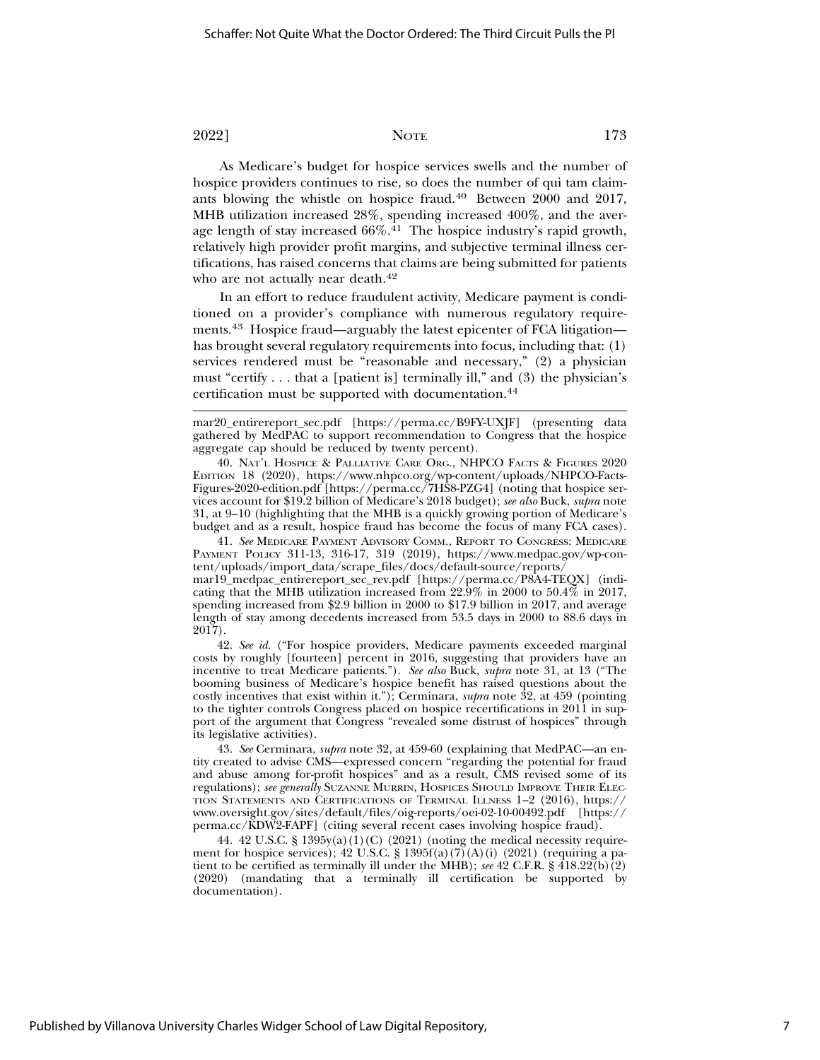As Medicare's budget for hospice services swells and the number of hospice providers continues to rise, so does the number of qui tam claimants blowing the whistle on hospice fraud.[40] Between 2000 and 2017, MHB utilization increased 28%, spending increased 400%, and the average length of stay increased 66%.[41] The hospice industry's rapid growth, relatively high provider profit margins, and subjective terminal illness certifications, has raised concerns that claims are being submitted for patients who are not actually near death.[42]

In an effort to reduce fraudulent activity, Medicare payment is conditioned on a provider's compliance with numerous regulatory requirements.[43] Hospice fraud—arguably the latest epicenter of FCA litigation—has brought several regulatory requirements into focus, including that: (1) services rendered must be "reasonable and necessary," (2) a physician must "certify . . . that a [patient is] terminally ill," and (3) the physician's certification must be supported with documentation.[44]

---

mar20_entirereport_sec.pdf [https://perma.cc/B9FY-UXJF] (presenting data gathered by MedPAC to support recommendation to Congress that the hospice aggregate cap should be reduced by twenty percent).

40. NAT'L HOSPICE & PALLIATIVE CARE ORG., NHPCO FACTS & FIGURES 2020 EDITION 18 (2020), https://www.nhpco.org/wp-content/uploads/NHPCO-Facts-Figures-2020-edition.pdf [https://perma.cc/7HS8-PZG4] (noting that hospice services account for $19.2 billion of Medicare's 2018 budget); *see also* Buck, *supra* note 31, at 9–10 (highlighting that the MHB is a quickly growing portion of Medicare's budget and as a result, hospice fraud has become the focus of many FCA cases).

41. *See* MEDICARE PAYMENT ADVISORY COMM., REPORT TO CONGRESS: MEDICARE PAYMENT POLICY 311-13, 316-17, 319 (2019), https://www.medpac.gov/wp-content/uploads/import_data/scrape_files/docs/default-source/reports/mar19_medpac_entirereport_sec_rev.pdf [https://perma.cc/P8A4-TEQX] (indicating that the MHB utilization increased from 22.9% in 2000 to 50.4% in 2017, spending increased from $2.9 billion in 2000 to $17.9 billion in 2017, and average length of stay among decedents increased from 53.5 days in 2000 to 88.6 days in 2017).

42. *See id.* ("For hospice providers, Medicare payments exceeded marginal costs by roughly [fourteen] percent in 2016, suggesting that providers have an incentive to treat Medicare patients."). *See also* Buck, *supra* note 31, at 13 ("The booming business of Medicare's hospice benefit has raised questions about the costly incentives that exist within it."); Cerminara, *supra* note 32, at 459 (pointing to the tighter controls Congress placed on hospice recertifications in 2011 in support of the argument that Congress "revealed some distrust of hospices" through its legislative activities).

43. *See* Cerminara, *supra* note 32, at 459-60 (explaining that MedPAC—an entity created to advise CMS—expressed concern "regarding the potential for fraud and abuse among for-profit hospices" and as a result, CMS revised some of its regulations); *see generally* SUZANNE MURRIN, HOSPICES SHOULD IMPROVE THEIR ELECTION STATEMENTS AND CERTIFICATIONS OF TERMINAL ILLNESS 1–2 (2016), https://www.oversight.gov/sites/default/files/oig-reports/oei-02-10-00492.pdf [https://perma.cc/KDW2-FAPF] (citing several recent cases involving hospice fraud).

44. 42 U.S.C. § 1395y(a)(1)(C) (2021) (noting the medical necessity requirement for hospice services); 42 U.S.C. § 1395f(a)(7)(A)(i) (2021) (requiring a patient to be certified as terminally ill under the MHB); *see* 42 C.F.R. § 418.22(b)(2) (2020) (mandating that a terminally ill certification be supported by documentation).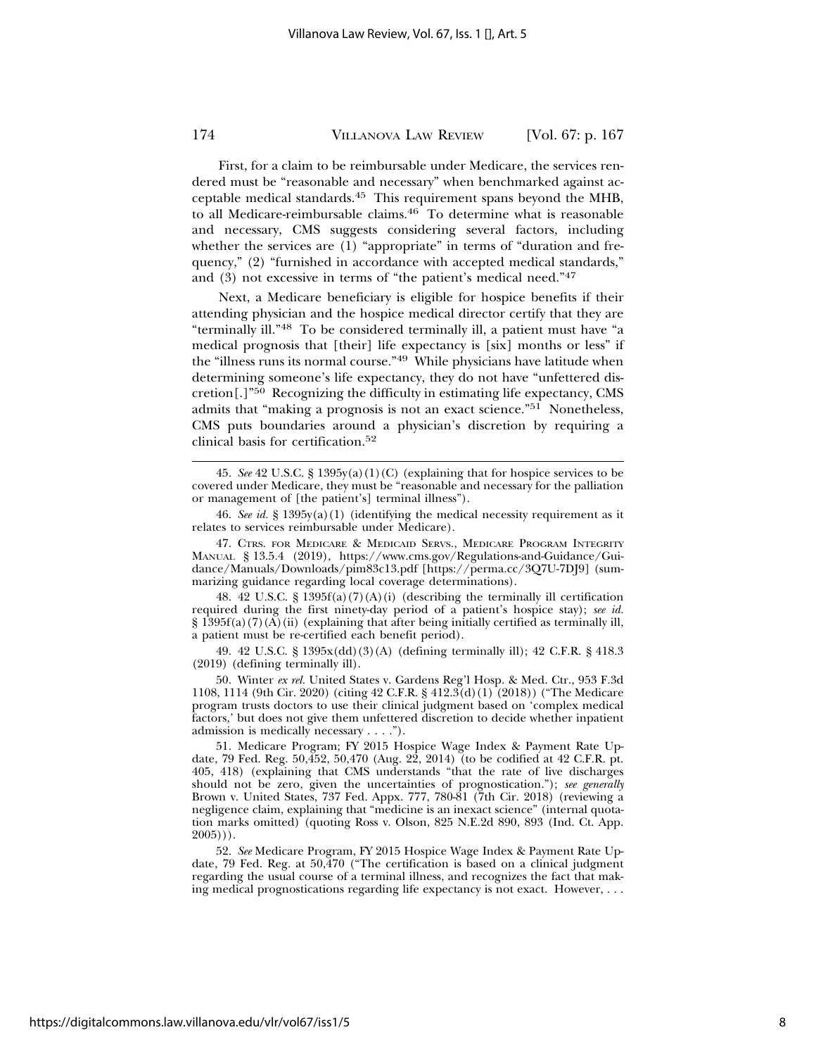First, for a claim to be reimbursable under Medicare, the services rendered must be "reasonable and necessary" when benchmarked against acceptable medical standards.[45] This requirement spans beyond the MHB, to all Medicare-reimbursable claims.[46] To determine what is reasonable and necessary, CMS suggests considering several factors, including whether the services are (1) "appropriate" in terms of "duration and frequency," (2) "furnished in accordance with accepted medical standards," and (3) not excessive in terms of "the patient's medical need."[47]

Next, a Medicare beneficiary is eligible for hospice benefits if their attending physician and the hospice medical director certify that they are "terminally ill."[48] To be considered terminally ill, a patient must have "a medical prognosis that [their] life expectancy is [six] months or less" if the "illness runs its normal course."[49] While physicians have latitude when determining someone's life expectancy, they do not have "unfettered discretion[.]"[50] Recognizing the difficulty in estimating life expectancy, CMS admits that "making a prognosis is not an exact science."[51] Nonetheless, CMS puts boundaries around a physician's discretion by requiring a clinical basis for certification.[52]

---

45. *See* 42 U.S.C. § 1395y(a)(1)(C) (explaining that for hospice services to be covered under Medicare, they must be "reasonable and necessary for the palliation or management of [the patient's] terminal illness").

46. *See id.* § 1395y(a)(1) (identifying the medical necessity requirement as it relates to services reimbursable under Medicare).

47. CTRS. FOR MEDICARE & MEDICAID SERVS., MEDICARE PROGRAM INTEGRITY MANUAL § 13.5.4 (2019), https://www.cms.gov/Regulations-and-Guidance/Guidance/Manuals/Downloads/pim83c13.pdf [https://perma.cc/3Q7U-7DJ9] (summarizing guidance regarding local coverage determinations).

48. 42 U.S.C. § 1395f(a)(7)(A)(i) (describing the terminally ill certification required during the first ninety-day period of a patient's hospice stay); *see id.* § 1395f(a)(7)(A)(ii) (explaining that after being initially certified as terminally ill, a patient must be re-certified each benefit period).

49. 42 U.S.C. § 1395x(dd)(3)(A) (defining terminally ill); 42 C.F.R. § 418.3 (2019) (defining terminally ill).

50. Winter *ex rel.* United States v. Gardens Reg'l Hosp. & Med. Ctr., 953 F.3d 1108, 1114 (9th Cir. 2020) (citing 42 C.F.R. § 412.3(d)(1) (2018)) ("The Medicare program trusts doctors to use their clinical judgment based on 'complex medical factors,' but does not give them unfettered discretion to decide whether inpatient admission is medically necessary . . . .").

51. Medicare Program; FY 2015 Hospice Wage Index & Payment Rate Update, 79 Fed. Reg. 50,452, 50,470 (Aug. 22, 2014) (to be codified at 42 C.F.R. pt. 405, 418) (explaining that CMS understands "that the rate of live discharges should not be zero, given the uncertainties of prognostication."); *see generally* Brown v. United States, 737 Fed. Appx. 777, 780-81 (7th Cir. 2018) (reviewing a negligence claim, explaining that "medicine is an inexact science" (internal quotation marks omitted) (quoting Ross v. Olson, 825 N.E.2d 890, 893 (Ind. Ct. App. 2005))).

52. *See* Medicare Program, FY 2015 Hospice Wage Index & Payment Rate Update, 79 Fed. Reg. at 50,470 ("The certification is based on a clinical judgment regarding the usual course of a terminal illness, and recognizes the fact that making medical prognostications regarding life expectancy is not exact. However, . . .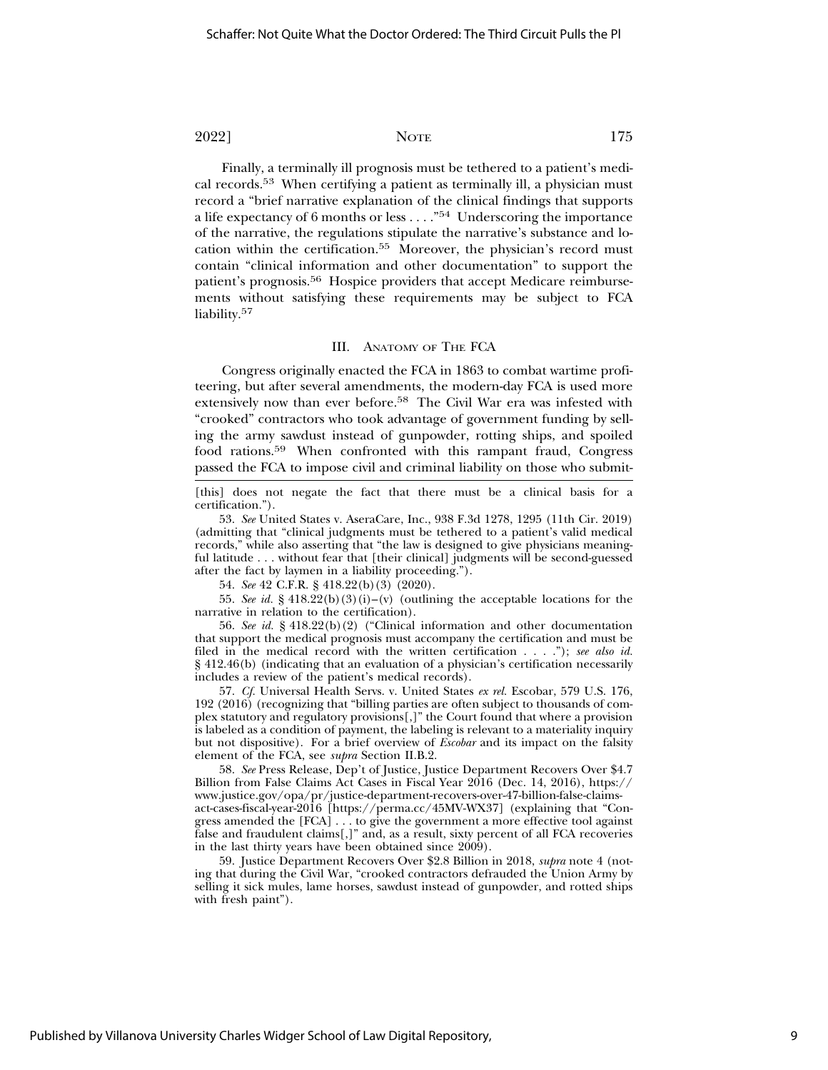Finally, a terminally ill prognosis must be tethered to a patient's medical records.[53] When certifying a patient as terminally ill, a physician must record a "brief narrative explanation of the clinical findings that supports a life expectancy of 6 months or less . . . ."[54] Underscoring the importance of the narrative, the regulations stipulate the narrative's substance and location within the certification.[55] Moreover, the physician's record must contain "clinical information and other documentation" to support the patient's prognosis.[56] Hospice providers that accept Medicare reimbursements without satisfying these requirements may be subject to FCA liability.[57]

## III. Anatomy of The FCA

Congress originally enacted the FCA in 1863 to combat wartime profiteering, but after several amendments, the modern-day FCA is used more extensively now than ever before.[58] The Civil War era was infested with "crooked" contractors who took advantage of government funding by selling the army sawdust instead of gunpowder, rotting ships, and spoiled food rations.[59] When confronted with this rampant fraud, Congress passed the FCA to impose civil and criminal liability on those who submit-

---

[this] does not negate the fact that there must be a clinical basis for a certification.").

53. *See* United States v. AseraCare, Inc., 938 F.3d 1278, 1295 (11th Cir. 2019) (admitting that "clinical judgments must be tethered to a patient's valid medical records," while also asserting that "the law is designed to give physicians meaningful latitude . . . without fear that [their clinical] judgments will be second-guessed after the fact by laymen in a liability proceeding.").

54. *See* 42 C.F.R. § 418.22(b)(3) (2020).

55. *See id.* § 418.22(b)(3)(i)–(v) (outlining the acceptable locations for the narrative in relation to the certification).

56. *See id.* § 418.22(b)(2) ("Clinical information and other documentation that support the medical prognosis must accompany the certification and must be filed in the medical record with the written certification . . . ."); *see also id.* § 412.46(b) (indicating that an evaluation of a physician's certification necessarily includes a review of the patient's medical records).

57. *Cf.* Universal Health Servs. v. United States *ex rel.* Escobar, 579 U.S. 176, 192 (2016) (recognizing that "billing parties are often subject to thousands of complex statutory and regulatory provisions[,]" the Court found that where a provision is labeled as a condition of payment, the labeling is relevant to a materiality inquiry but not dispositive). For a brief overview of *Escobar* and its impact on the falsity element of the FCA, see *supra* Section II.B.2.

58. *See* Press Release, Dep't of Justice, Justice Department Recovers Over $4.7 Billion from False Claims Act Cases in Fiscal Year 2016 (Dec. 14, 2016), https://www.justice.gov/opa/pr/justice-department-recovers-over-47-billion-false-claims-act-cases-fiscal-year-2016 [https://perma.cc/45MV-WX37] (explaining that "Congress amended the [FCA] . . . to give the government a more effective tool against false and fraudulent claims[,]" and, as a result, sixty percent of all FCA recoveries in the last thirty years have been obtained since 2009).

59. Justice Department Recovers Over $2.8 Billion in 2018, *supra* note 4 (noting that during the Civil War, "crooked contractors defrauded the Union Army by selling it sick mules, lame horses, sawdust instead of gunpowder, and rotted ships with fresh paint").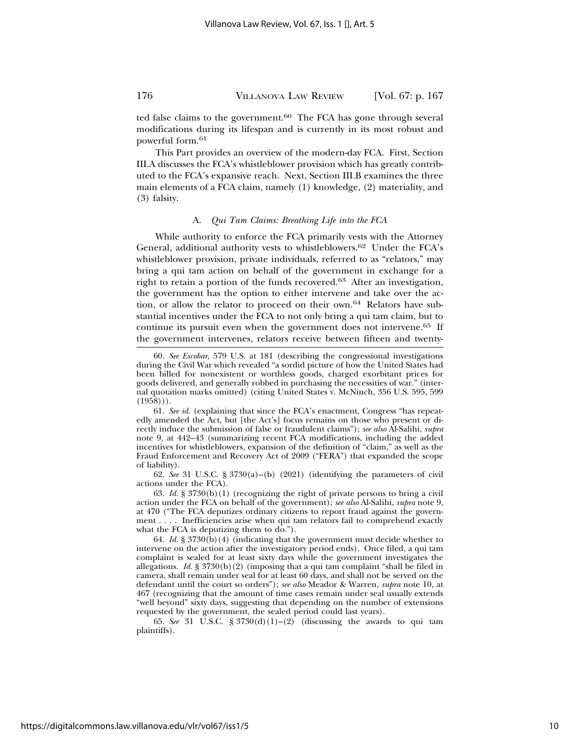ted false claims to the government.[60] The FCA has gone through several modifications during its lifespan and is currently in its most robust and powerful form.[61]

This Part provides an overview of the modern-day FCA. First, Section III.A discusses the FCA's whistleblower provision which has greatly contributed to the FCA's expansive reach. Next, Section III.B examines the three main elements of a FCA claim, namely (1) knowledge, (2) materiality, and (3) falsity.

### A. *Qui Tam Claims: Breathing Life into the FCA*

While authority to enforce the FCA primarily vests with the Attorney General, additional authority vests to whistleblowers.[62] Under the FCA's whistleblower provision, private individuals, referred to as "relators," may bring a qui tam action on behalf of the government in exchange for a right to retain a portion of the funds recovered.[63] After an investigation, the government has the option to either intervene and take over the action, or allow the relator to proceed on their own.[64] Relators have substantial incentives under the FCA to not only bring a qui tam claim, but to continue its pursuit even when the government does not intervene.[65] If the government intervenes, relators receive between fifteen and twenty-

---

60. *See Escobar*, 579 U.S. at 181 (describing the congressional investigations during the Civil War which revealed "a sordid picture of how the United States had been billed for nonexistent or worthless goods, charged exorbitant prices for goods delivered, and generally robbed in purchasing the necessities of war." (internal quotation marks omitted) (citing United States v. McNinch, 356 U.S. 595, 599 (1958))).

61. *See id.* (explaining that since the FCA's enactment, Congress "has repeatedly amended the Act, but [the Act's] focus remains on those who present or directly induce the submission of false or fraudulent claims"); *see also* Al-Salihi, *supra* note 9, at 442–43 (summarizing recent FCA modifications, including the added incentives for whistleblowers, expansion of the definition of "claim," as well as the Fraud Enforcement and Recovery Act of 2009 ("FERA") that expanded the scope of liability).

62. *See* 31 U.S.C. § 3730(a)–(b) (2021) (identifying the parameters of civil actions under the FCA).

63. *Id.* § 3730(b)(1) (recognizing the right of private persons to bring a civil action under the FCA on behalf of the government); *see also* Al-Salihi, *supra* note 9, at 470 ("The FCA deputizes ordinary citizens to report fraud against the government . . . . Inefficiencies arise when qui tam relators fail to comprehend exactly what the FCA is deputizing them to do.").

64. *Id.* § 3730(b)(4) (indicating that the government must decide whether to intervene on the action after the investigatory period ends). Once filed, a qui tam complaint is sealed for at least sixty days while the government investigates the allegations. *Id.* § 3730(b)(2) (imposing that a qui tam complaint "shall be filed in camera, shall remain under seal for at least 60 days, and shall not be served on the defendant until the court so orders"); *see also* Meador & Warren, *supra* note 10, at 467 (recognizing that the amount of time cases remain under seal usually extends "well beyond" sixty days, suggesting that depending on the number of extensions requested by the government, the sealed period could last years).

65. *See* 31 U.S.C. § 3730(d)(1)–(2) (discussing the awards to qui tam plaintiffs).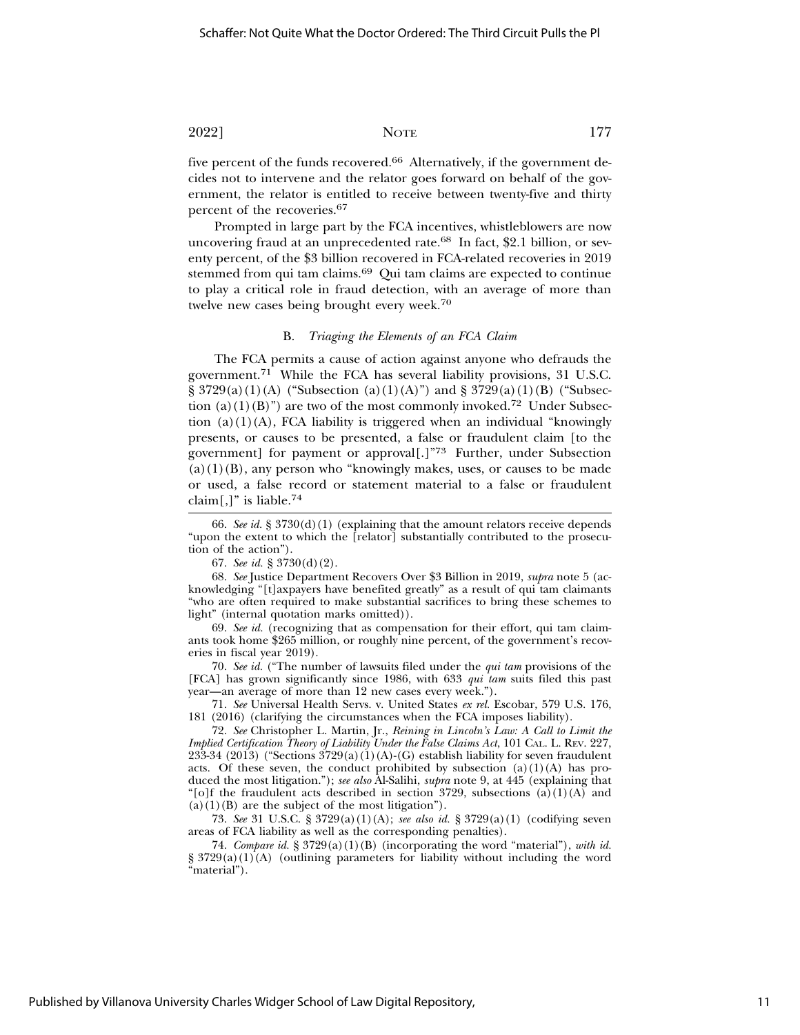five percent of the funds recovered.[66] Alternatively, if the government decides not to intervene and the relator goes forward on behalf of the government, the relator is entitled to receive between twenty-five and thirty percent of the recoveries.[67]

Prompted in large part by the FCA incentives, whistleblowers are now uncovering fraud at an unprecedented rate.[68] In fact, $2.1 billion, or seventy percent, of the $3 billion recovered in FCA-related recoveries in 2019 stemmed from qui tam claims.[69] Qui tam claims are expected to continue to play a critical role in fraud detection, with an average of more than twelve new cases being brought every week.[70]

### B. *Triaging the Elements of an FCA Claim*

The FCA permits a cause of action against anyone who defrauds the government.[71] While the FCA has several liability provisions, 31 U.S.C. § 3729(a)(1)(A) ("Subsection (a)(1)(A)") and § 3729(a)(1)(B) ("Subsection (a)(1)(B)") are two of the most commonly invoked.[72] Under Subsection (a)(1)(A), FCA liability is triggered when an individual "knowingly presents, or causes to be presented, a false or fraudulent claim [to the government] for payment or approval[.]"[73] Further, under Subsection (a)(1)(B), any person who "knowingly makes, uses, or causes to be made or used, a false record or statement material to a false or fraudulent claim[,]" is liable.[74]

---

66. *See id.* § 3730(d)(1) (explaining that the amount relators receive depends "upon the extent to which the [relator] substantially contributed to the prosecution of the action").

67. *See id.* § 3730(d)(2).

68. *See* Justice Department Recovers Over $3 Billion in 2019, *supra* note 5 (acknowledging "[t]axpayers have benefited greatly" as a result of qui tam claimants "who are often required to make substantial sacrifices to bring these schemes to light" (internal quotation marks omitted)).

69. *See id.* (recognizing that as compensation for their effort, qui tam claimants took home $265 million, or roughly nine percent, of the government's recoveries in fiscal year 2019).

70. *See id.* ("The number of lawsuits filed under the *qui tam* provisions of the [FCA] has grown significantly since 1986, with 633 *qui tam* suits filed this past year—an average of more than 12 new cases every week.").

71. *See* Universal Health Servs. v. United States *ex rel.* Escobar, 579 U.S. 176, 181 (2016) (clarifying the circumstances when the FCA imposes liability).

72. *See* Christopher L. Martin, Jr., *Reining in Lincoln's Law: A Call to Limit the Implied Certification Theory of Liability Under the False Claims Act*, 101 CAL. L. REV. 227, 233-34 (2013) ("Sections 3729(a)(1)(A)-(G) establish liability for seven fraudulent acts. Of these seven, the conduct prohibited by subsection (a)(1)(A) has produced the most litigation."); *see also* Al-Salihi, *supra* note 9, at 445 (explaining that "[o]f the fraudulent acts described in section 3729, subsections (a)(1)(A) and (a)(1)(B) are the subject of the most litigation").

73. *See* 31 U.S.C. § 3729(a)(1)(A); *see also id.* § 3729(a)(1) (codifying seven areas of FCA liability as well as the corresponding penalties).

74. *Compare id.* § 3729(a)(1)(B) (incorporating the word "material"), *with id.* § 3729(a)(1)(A) (outlining parameters for liability without including the word "material").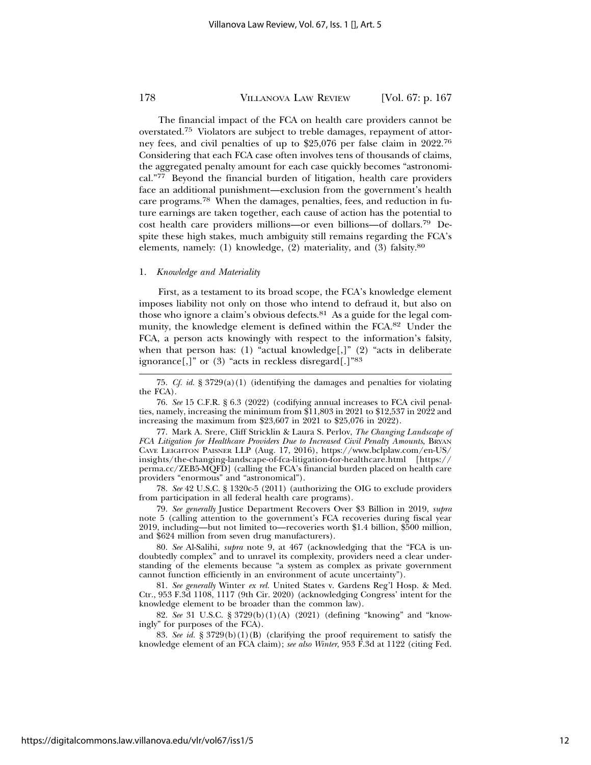The financial impact of the FCA on health care providers cannot be overstated.[75] Violators are subject to treble damages, repayment of attorney fees, and civil penalties of up to $25,076 per false claim in 2022.[76] Considering that each FCA case often involves tens of thousands of claims, the aggregated penalty amount for each case quickly becomes "astronomical."[77] Beyond the financial burden of litigation, health care providers face an additional punishment—exclusion from the government's health care programs.[78] When the damages, penalties, fees, and reduction in future earnings are taken together, each cause of action has the potential to cost health care providers millions—or even billions—of dollars.[79] Despite these high stakes, much ambiguity still remains regarding the FCA's elements, namely: (1) knowledge, (2) materiality, and (3) falsity.[80]

### 1. *Knowledge and Materiality*

First, as a testament to its broad scope, the FCA's knowledge element imposes liability not only on those who intend to defraud it, but also on those who ignore a claim's obvious defects.[81] As a guide for the legal community, the knowledge element is defined within the FCA.[82] Under the FCA, a person acts knowingly with respect to the information's falsity, when that person has: (1) "actual knowledge[,]" (2) "acts in deliberate ignorance[,]" or (3) "acts in reckless disregard[.]"[83]

---

75. *Cf. id.* § 3729(a)(1) (identifying the damages and penalties for violating the FCA).

76. *See* 15 C.F.R. § 6.3 (2022) (codifying annual increases to FCA civil penalties, namely, increasing the minimum from $11,803 in 2021 to $12,537 in 2022 and increasing the maximum from $23,607 in 2021 to $25,076 in 2022).

77. Mark A. Srere, Cliff Stricklin & Laura S. Perlov, *The Changing Landscape of FCA Litigation for Healthcare Providers Due to Increased Civil Penalty Amounts*, BRYAN CAVE LEIGHTON PAISNER LLP (Aug. 17, 2016), https://www.bclplaw.com/en-US/insights/the-changing-landscape-of-fca-litigation-for-healthcare.html [https://perma.cc/ZEB5-MQFD] (calling the FCA's financial burden placed on health care providers "enormous" and "astronomical").

78. *See* 42 U.S.C. § 1320c-5 (2011) (authorizing the OIG to exclude providers from participation in all federal health care programs).

79. *See generally* Justice Department Recovers Over $3 Billion in 2019, *supra* note 5 (calling attention to the government's FCA recoveries during fiscal year 2019, including—but not limited to—recoveries worth $1.4 billion, $500 million, and $624 million from seven drug manufacturers).

80. *See* Al-Salihi, *supra* note 9, at 467 (acknowledging that the "FCA is undoubtedly complex" and to unravel its complexity, providers need a clear understanding of the elements because "a system as complex as private government cannot function efficiently in an environment of acute uncertainty").

81. *See generally* Winter *ex rel.* United States v. Gardens Reg'l Hosp. & Med. Ctr., 953 F.3d 1108, 1117 (9th Cir. 2020) (acknowledging Congress' intent for the knowledge element to be broader than the common law).

82. *See* 31 U.S.C. § 3729(b)(1)(A) (2021) (defining "knowing" and "knowingly" for purposes of the FCA).

83. *See id.* § 3729(b)(1)(B) (clarifying the proof requirement to satisfy the knowledge element of an FCA claim); *see also Winter*, 953 F.3d at 1122 (citing Fed.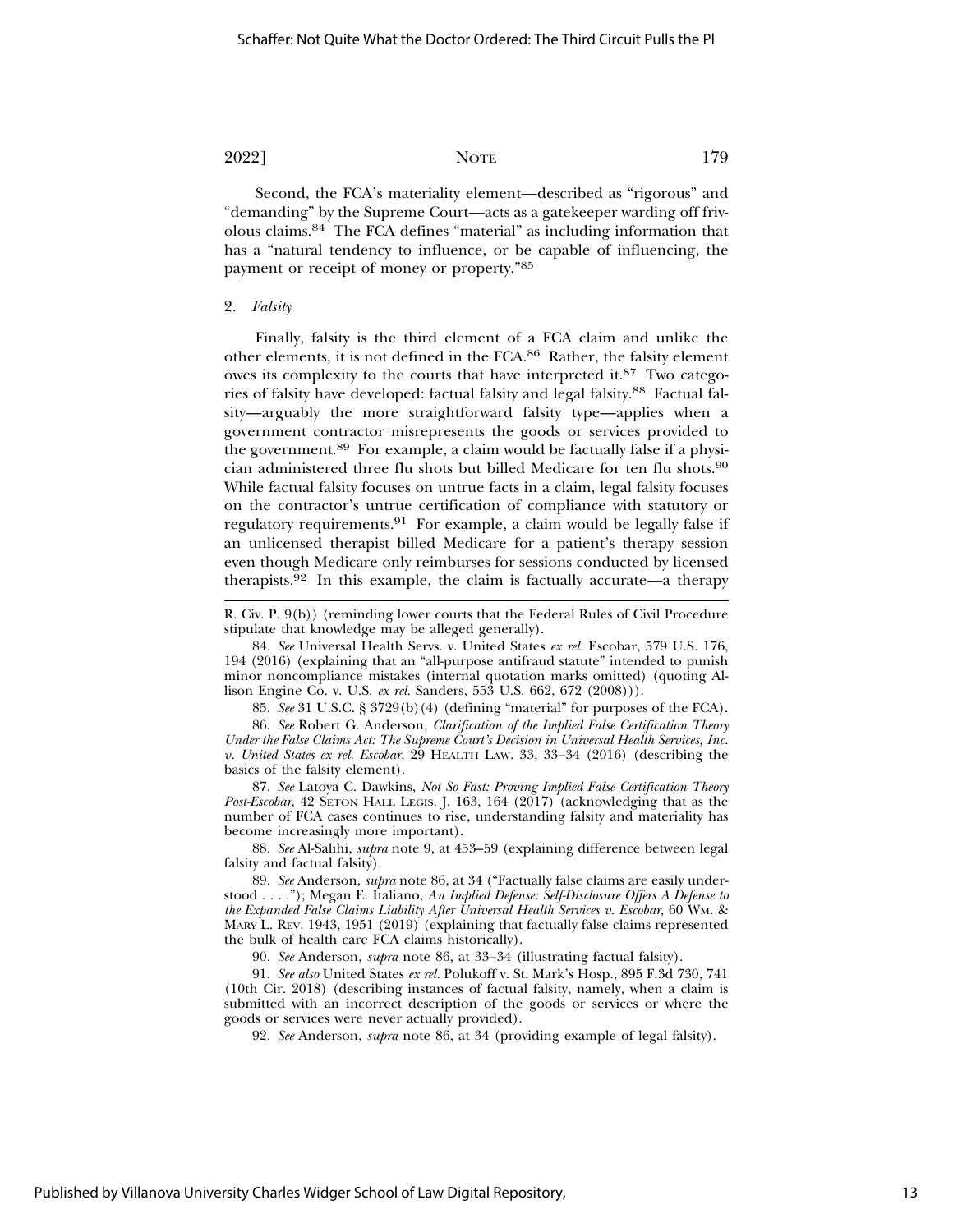Second, the FCA's materiality element—described as "rigorous" and "demanding" by the Supreme Court—acts as a gatekeeper warding off frivolous claims.[84] The FCA defines "material" as including information that has a "natural tendency to influence, or be capable of influencing, the payment or receipt of money or property."[85]

### 2. *Falsity*

Finally, falsity is the third element of a FCA claim and unlike the other elements, it is not defined in the FCA.[86] Rather, the falsity element owes its complexity to the courts that have interpreted it.[87] Two categories of falsity have developed: factual falsity and legal falsity.[88] Factual falsity—arguably the more straightforward falsity type—applies when a government contractor misrepresents the goods or services provided to the government.[89] For example, a claim would be factually false if a physician administered three flu shots but billed Medicare for ten flu shots.[90] While factual falsity focuses on untrue facts in a claim, legal falsity focuses on the contractor's untrue certification of compliance with statutory or regulatory requirements.[91] For example, a claim would be legally false if an unlicensed therapist billed Medicare for a patient's therapy session even though Medicare only reimburses for sessions conducted by licensed therapists.[92] In this example, the claim is factually accurate—a therapy

---

R. Civ. P. 9(b)) (reminding lower courts that the Federal Rules of Civil Procedure stipulate that knowledge may be alleged generally).

84. *See* Universal Health Servs. v. United States *ex rel.* Escobar, 579 U.S. 176, 194 (2016) (explaining that an "all-purpose antifraud statute" intended to punish minor noncompliance mistakes (internal quotation marks omitted) (quoting Allison Engine Co. v. U.S. *ex rel.* Sanders, 553 U.S. 662, 672 (2008))).

85. *See* 31 U.S.C. § 3729(b)(4) (defining "material" for purposes of the FCA).

86. *See* Robert G. Anderson, *Clarification of the Implied False Certification Theory Under the False Claims Act: The Supreme Court's Decision in Universal Health Services, Inc. v. United States ex rel. Escobar*, 29 HEALTH LAW. 33, 33–34 (2016) (describing the basics of the falsity element).

87. *See* Latoya C. Dawkins, *Not So Fast: Proving Implied False Certification Theory Post-Escobar*, 42 SETON HALL LEGIS. J. 163, 164 (2017) (acknowledging that as the number of FCA cases continues to rise, understanding falsity and materiality has become increasingly more important).

88. *See* Al-Salihi, *supra* note 9, at 453–59 (explaining difference between legal falsity and factual falsity).

89. *See* Anderson, *supra* note 86, at 34 ("Factually false claims are easily understood . . . ."); Megan E. Italiano, *An Implied Defense: Self-Disclosure Offers A Defense to the Expanded False Claims Liability After Universal Health Services v. Escobar*, 60 WM. & MARY L. REV. 1943, 1951 (2019) (explaining that factually false claims represented the bulk of health care FCA claims historically).

90. *See* Anderson, *supra* note 86, at 33–34 (illustrating factual falsity).

91. *See also* United States *ex rel.* Polukoff v. St. Mark's Hosp., 895 F.3d 730, 741 (10th Cir. 2018) (describing instances of factual falsity, namely, when a claim is submitted with an incorrect description of the goods or services or where the goods or services were never actually provided).

92. *See* Anderson, *supra* note 86, at 34 (providing example of legal falsity).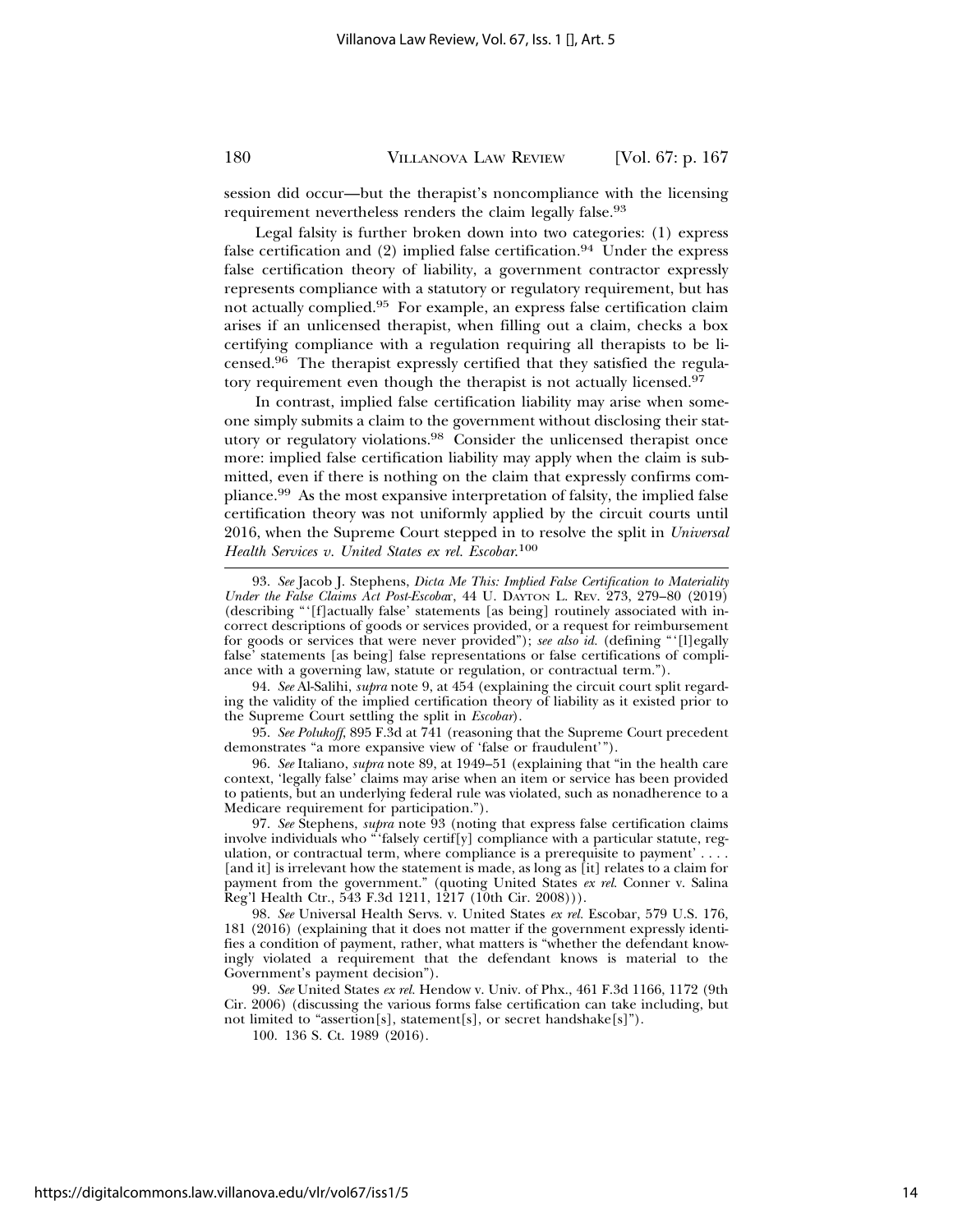session did occur—but the therapist's noncompliance with the licensing requirement nevertheless renders the claim legally false.[93]

Legal falsity is further broken down into two categories: (1) express false certification and (2) implied false certification.[94] Under the express false certification theory of liability, a government contractor expressly represents compliance with a statutory or regulatory requirement, but has not actually complied.[95] For example, an express false certification claim arises if an unlicensed therapist, when filling out a claim, checks a box certifying compliance with a regulation requiring all therapists to be licensed.[96] The therapist expressly certified that they satisfied the regulatory requirement even though the therapist is not actually licensed.[97]

In contrast, implied false certification liability may arise when someone simply submits a claim to the government without disclosing their statutory or regulatory violations.[98] Consider the unlicensed therapist once more: implied false certification liability may apply when the claim is submitted, even if there is nothing on the claim that expressly confirms compliance.[99] As the most expansive interpretation of falsity, the implied false certification theory was not uniformly applied by the circuit courts until 2016, when the Supreme Court stepped in to resolve the split in *Universal Health Services v. United States ex rel. Escobar*.[100]

---

93. *See* Jacob J. Stephens, *Dicta Me This: Implied False Certification to Materiality Under the False Claims Act Post-Escobar*, 44 U. DAYTON L. REV. 273, 279–80 (2019) (describing "'[f]actually false' statements [as being] routinely associated with incorrect descriptions of goods or services provided, or a request for reimbursement for goods or services that were never provided"); *see also id.* (defining "'[l]egally false' statements [as being] false representations or false certifications of compliance with a governing law, statute or regulation, or contractual term.").

94. *See* Al-Salihi, *supra* note 9, at 454 (explaining the circuit court split regarding the validity of the implied certification theory of liability as it existed prior to the Supreme Court settling the split in *Escobar*).

95. *See Polukoff*, 895 F.3d at 741 (reasoning that the Supreme Court precedent demonstrates "a more expansive view of 'false or fraudulent'").

96. *See* Italiano, *supra* note 89, at 1949–51 (explaining that "in the health care context, 'legally false' claims may arise when an item or service has been provided to patients, but an underlying federal rule was violated, such as nonadherence to a Medicare requirement for participation.").

97. *See* Stephens, *supra* note 93 (noting that express false certification claims involve individuals who "'falsely certif[y] compliance with a particular statute, regulation, or contractual term, where compliance is a prerequisite to payment' . . . . [and it] is irrelevant how the statement is made, as long as [it] relates to a claim for payment from the government." (quoting United States *ex rel.* Conner v. Salina Reg'l Health Ctr., 543 F.3d 1211, 1217 (10th Cir. 2008))).

98. *See* Universal Health Servs. v. United States *ex rel.* Escobar, 579 U.S. 176, 181 (2016) (explaining that it does not matter if the government expressly identifies a condition of payment, rather, what matters is "whether the defendant knowingly violated a requirement that the defendant knows is material to the Government's payment decision").

99. *See* United States *ex rel.* Hendow v. Univ. of Phx., 461 F.3d 1166, 1172 (9th Cir. 2006) (discussing the various forms false certification can take including, but not limited to "assertion[s], statement[s], or secret handshake[s]").

100. 136 S. Ct. 1989 (2016).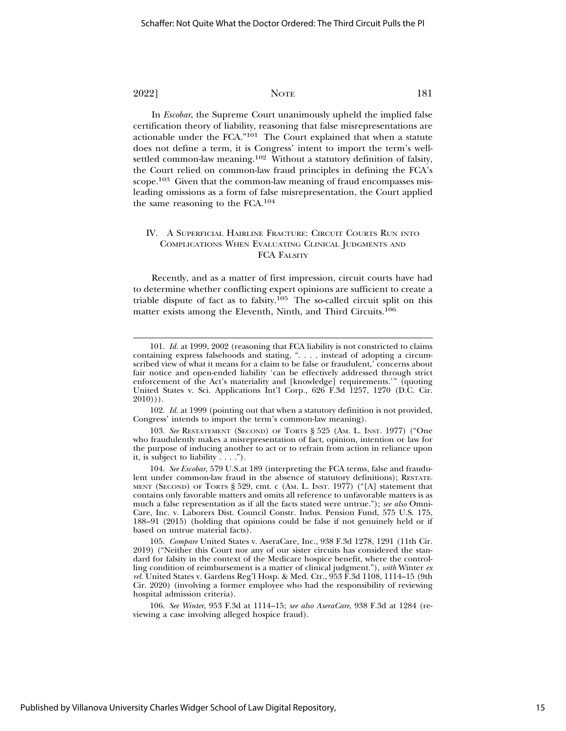In *Escobar*, the Supreme Court unanimously upheld the implied false certification theory of liability, reasoning that false misrepresentations are actionable under the FCA."[101] The Court explained that when a statute does not define a term, it is Congress' intent to import the term's well-settled common-law meaning.[102] Without a statutory definition of falsity, the Court relied on common-law fraud principles in defining the FCA's scope.[103] Given that the common-law meaning of fraud encompasses misleading omissions as a form of false misrepresentation, the Court applied the same reasoning to the FCA.[104]

## IV. A Superficial Hairline Fracture: Circuit Courts Run into Complications When Evaluating Clinical Judgments and FCA Falsity

Recently, and as a matter of first impression, circuit courts have had to determine whether conflicting expert opinions are sufficient to create a triable dispute of fact as to falsity.[105] The so-called circuit split on this matter exists among the Eleventh, Ninth, and Third Circuits.[106]

---

101. *Id.* at 1999, 2002 (reasoning that FCA liability is not constricted to claims containing express falsehoods and stating, ". . . . instead of adopting a circumscribed view of what it means for a claim to be false or fraudulent,' concerns about fair notice and open-ended liability 'can be effectively addressed through strict enforcement of the Act's materiality and [knowledge] requirements.'" (quoting United States v. Sci. Applications Int'l Corp., 626 F.3d 1257, 1270 (D.C. Cir. 2010))).

102. *Id.* at 1999 (pointing out that when a statutory definition is not provided, Congress' intends to import the term's common-law meaning).

103. *See* Restatement (Second) of Torts § 525 (Am. L. Inst. 1977) ("One who fraudulently makes a misrepresentation of fact, opinion, intention or law for the purpose of inducing another to act or to refrain from action in reliance upon it, is subject to liability . . . .").

104. *See Escobar*, 579 U.S.at 189 (interpreting the FCA terms, false and fraudulent under common-law fraud in the absence of statutory definitions); Restatement (Second) of Torts § 529, cmt. c (Am. L. Inst. 1977) ("[A] statement that contains only favorable matters and omits all reference to unfavorable matters is as much a false representation as if all the facts stated were untrue."); *see also* Omni-Care, Inc. v. Laborers Dist. Council Constr. Indus. Pension Fund, 575 U.S. 175, 188–91 (2015) (holding that opinions could be false if not genuinely held or if based on untrue material facts).

105. *Compare* United States v. AseraCare, Inc., 938 F.3d 1278, 1291 (11th Cir. 2019) ("Neither this Court nor any of our sister circuits has considered the standard for falsity in the context of the Medicare hospice benefit, where the controlling condition of reimbursement is a matter of clinical judgment."), *with* Winter *ex rel.* United States v. Gardens Reg'l Hosp. & Med. Ctr., 953 F.3d 1108, 1114–15 (9th Cir. 2020) (involving a former employee who had the responsibility of reviewing hospital admission criteria).

106. *See Winter*, 953 F.3d at 1114–15; *see also AseraCare*, 938 F.3d at 1284 (reviewing a case involving alleged hospice fraud).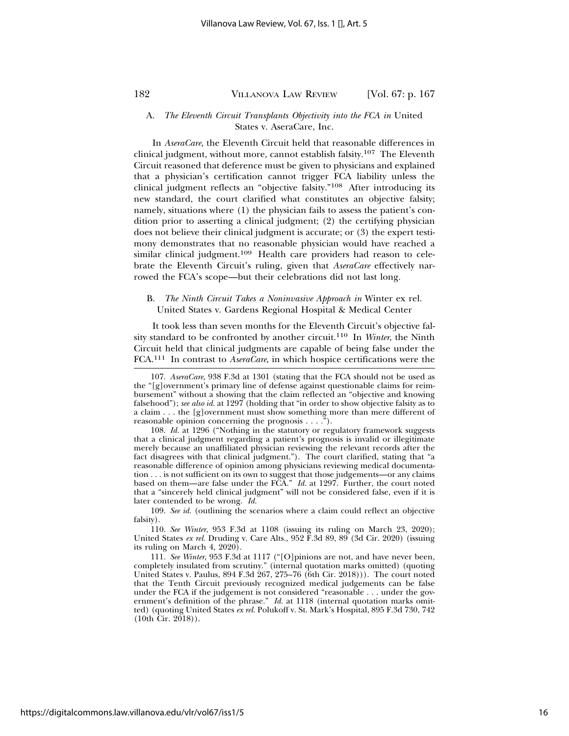### A. *The Eleventh Circuit Transplants Objectivity into the FCA in* United States v. AseraCare, Inc.

In *AseraCare*, the Eleventh Circuit held that reasonable differences in clinical judgment, without more, cannot establish falsity.[107] The Eleventh Circuit reasoned that deference must be given to physicians and explained that a physician's certification cannot trigger FCA liability unless the clinical judgment reflects an "objective falsity."[108] After introducing its new standard, the court clarified what constitutes an objective falsity; namely, situations where (1) the physician fails to assess the patient's condition prior to asserting a clinical judgment; (2) the certifying physician does not believe their clinical judgment is accurate; or (3) the expert testimony demonstrates that no reasonable physician would have reached a similar clinical judgment.[109] Health care providers had reason to celebrate the Eleventh Circuit's ruling, given that *AseraCare* effectively narrowed the FCA's scope—but their celebrations did not last long.

### B. *The Ninth Circuit Takes a Noninvasive Approach in* Winter ex rel. United States v. Gardens Regional Hospital & Medical Center

It took less than seven months for the Eleventh Circuit's objective falsity standard to be confronted by another circuit.[110] In *Winter*, the Ninth Circuit held that clinical judgments are capable of being false under the FCA.[111] In contrast to *AseraCare*, in which hospice certifications were the

---

107. *AseraCare*, 938 F.3d at 1301 (stating that the FCA should not be used as the "[g]overnment's primary line of defense against questionable claims for reimbursement" without a showing that the claim reflected an "objective and knowing falsehood"); *see also id.* at 1297 (holding that "in order to show objective falsity as to a claim . . . the [g]overnment must show something more than mere different of reasonable opinion concerning the prognosis . . . .").

108. *Id.* at 1296 ("Nothing in the statutory or regulatory framework suggests that a clinical judgment regarding a patient's prognosis is invalid or illegitimate merely because an unaffiliated physician reviewing the relevant records after the fact disagrees with that clinical judgment."). The court clarified, stating that "a reasonable difference of opinion among physicians reviewing medical documentation . . . is not sufficient on its own to suggest that those judgements—or any claims based on them—are false under the FCA." *Id.* at 1297. Further, the court noted that a "sincerely held clinical judgment" will not be considered false, even if it is later contended to be wrong. *Id.*

109. *See id.* (outlining the scenarios where a claim could reflect an objective falsity).

110. *See Winter*, 953 F.3d at 1108 (issuing its ruling on March 23, 2020); United States *ex rel.* Druding v. Care Alts., 952 F.3d 89, 89 (3d Cir. 2020) (issuing its ruling on March 4, 2020).

111. *See Winter*, 953 F.3d at 1117 ("[O]pinions are not, and have never been, completely insulated from scrutiny." (internal quotation marks omitted) (quoting United States v. Paulus, 894 F.3d 267, 275–76 (6th Cir. 2018))). The court noted that the Tenth Circuit previously recognized medical judgements can be false under the FCA if the judgement is not considered "reasonable . . . under the government's definition of the phrase." *Id.* at 1118 (internal quotation marks omitted) (quoting United States *ex rel.* Polukoff v. St. Mark's Hospital, 895 F.3d 730, 742 (10th Cir. 2018)).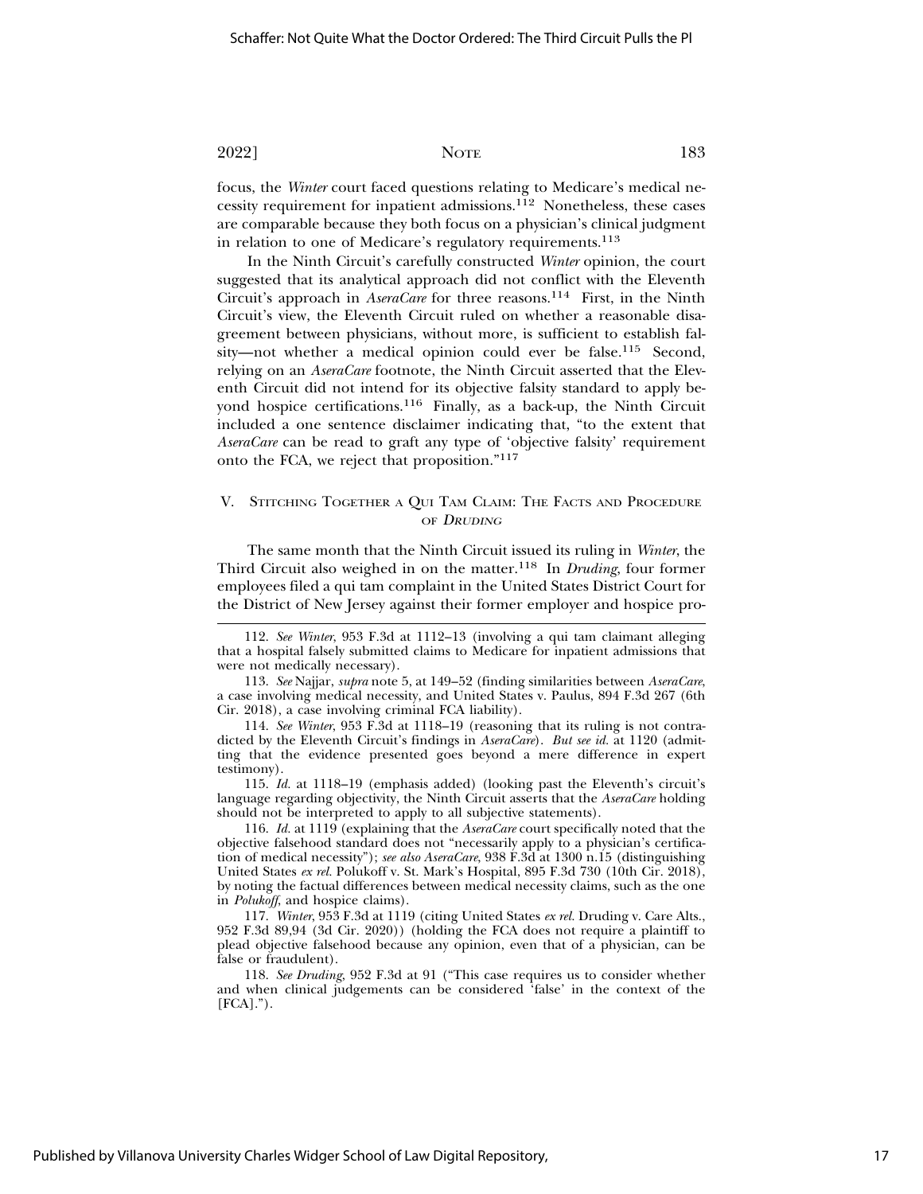focus, the *Winter* court faced questions relating to Medicare's medical necessity requirement for inpatient admissions.[112] Nonetheless, these cases are comparable because they both focus on a physician's clinical judgment in relation to one of Medicare's regulatory requirements.[113]

In the Ninth Circuit's carefully constructed *Winter* opinion, the court suggested that its analytical approach did not conflict with the Eleventh Circuit's approach in *AseraCare* for three reasons.[114] First, in the Ninth Circuit's view, the Eleventh Circuit ruled on whether a reasonable disagreement between physicians, without more, is sufficient to establish falsity—not whether a medical opinion could ever be false.[115] Second, relying on an *AseraCare* footnote, the Ninth Circuit asserted that the Eleventh Circuit did not intend for its objective falsity standard to apply beyond hospice certifications.[116] Finally, as a back-up, the Ninth Circuit included a one sentence disclaimer indicating that, "to the extent that *AseraCare* can be read to graft any type of 'objective falsity' requirement onto the FCA, we reject that proposition."[117]

## V. Stitching Together a Qui Tam Claim: The Facts and Procedure of *Druding*

The same month that the Ninth Circuit issued its ruling in *Winter*, the Third Circuit also weighed in on the matter.[118] In *Druding*, four former employees filed a qui tam complaint in the United States District Court for the District of New Jersey against their former employer and hospice pro-

---

112. *See Winter*, 953 F.3d at 1112–13 (involving a qui tam claimant alleging that a hospital falsely submitted claims to Medicare for inpatient admissions that were not medically necessary).

113. *See* Najjar, *supra* note 5, at 149–52 (finding similarities between *AseraCare*, a case involving medical necessity, and United States v. Paulus, 894 F.3d 267 (6th Cir. 2018), a case involving criminal FCA liability).

114. *See Winter*, 953 F.3d at 1118–19 (reasoning that its ruling is not contradicted by the Eleventh Circuit's findings in *AseraCare*). *But see id.* at 1120 (admitting that the evidence presented goes beyond a mere difference in expert testimony).

115. *Id.* at 1118–19 (emphasis added) (looking past the Eleventh's circuit's language regarding objectivity, the Ninth Circuit asserts that the *AseraCare* holding should not be interpreted to apply to all subjective statements).

116. *Id.* at 1119 (explaining that the *AseraCare* court specifically noted that the objective falsehood standard does not "necessarily apply to a physician's certification of medical necessity"); *see also AseraCare*, 938 F.3d at 1300 n.15 (distinguishing United States *ex rel.* Polukoff v. St. Mark's Hospital, 895 F.3d 730 (10th Cir. 2018), by noting the factual differences between medical necessity claims, such as the one in *Polukoff*, and hospice claims).

117. *Winter*, 953 F.3d at 1119 (citing United States *ex rel.* Druding v. Care Alts., 952 F.3d 89,94 (3d Cir. 2020)) (holding the FCA does not require a plaintiff to plead objective falsehood because any opinion, even that of a physician, can be false or fraudulent).

118. *See Druding*, 952 F.3d at 91 ("This case requires us to consider whether and when clinical judgements can be considered 'false' in the context of the [FCA].").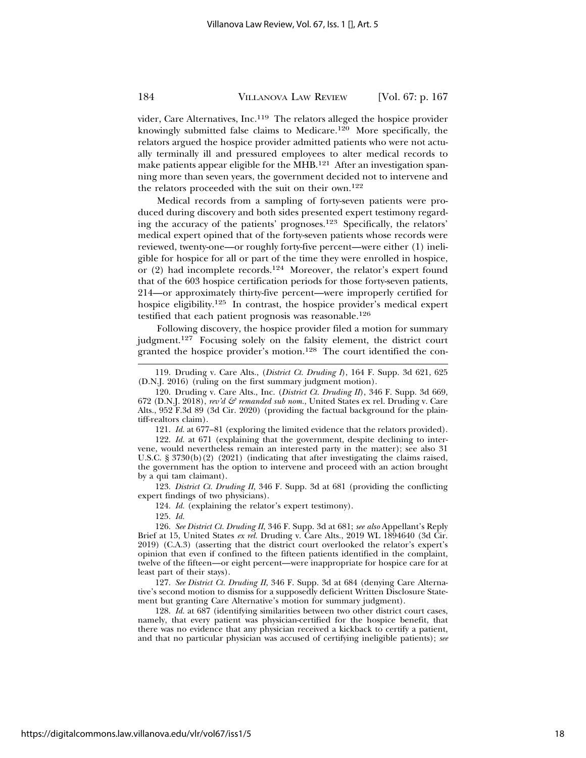vider, Care Alternatives, Inc.[119] The relators alleged the hospice provider knowingly submitted false claims to Medicare.[120] More specifically, the relators argued the hospice provider admitted patients who were not actually terminally ill and pressured employees to alter medical records to make patients appear eligible for the MHB.[121] After an investigation spanning more than seven years, the government decided not to intervene and the relators proceeded with the suit on their own.[122]

Medical records from a sampling of forty-seven patients were produced during discovery and both sides presented expert testimony regarding the accuracy of the patients' prognoses.[123] Specifically, the relators' medical expert opined that of the forty-seven patients whose records were reviewed, twenty-one—or roughly forty-five percent—were either (1) ineligible for hospice for all or part of the time they were enrolled in hospice, or (2) had incomplete records.[124] Moreover, the relator's expert found that of the 603 hospice certification periods for those forty-seven patients, 214—or approximately thirty-five percent—were improperly certified for hospice eligibility.[125] In contrast, the hospice provider's medical expert testified that each patient prognosis was reasonable.[126]

Following discovery, the hospice provider filed a motion for summary judgment.[127] Focusing solely on the falsity element, the district court granted the hospice provider's motion.[128] The court identified the con-

---

119. Druding v. Care Alts., (*District Ct. Druding I*), 164 F. Supp. 3d 621, 625 (D.N.J. 2016) (ruling on the first summary judgment motion).

120. Druding v. Care Alts., Inc. (*District Ct. Druding II*), 346 F. Supp. 3d 669, 672 (D.N.J. 2018), *rev'd & remanded sub nom.*, United States ex rel. Druding v. Care Alts., 952 F.3d 89 (3d Cir. 2020) (providing the factual background for the plaintiff-realtors claim).

121. *Id.* at 677–81 (exploring the limited evidence that the relators provided).

122. *Id.* at 671 (explaining that the government, despite declining to intervene, would nevertheless remain an interested party in the matter); see also 31 U.S.C. § 3730(b)(2) (2021) (indicating that after investigating the claims raised, the government has the option to intervene and proceed with an action brought by a qui tam claimant).

123. *District Ct. Druding II*, 346 F. Supp. 3d at 681 (providing the conflicting expert findings of two physicians).

124. *Id.* (explaining the relator's expert testimony).

125. *Id.*

126. *See District Ct. Druding II*, 346 F. Supp. 3d at 681; *see also* Appellant's Reply Brief at 15, United States *ex rel.* Druding v. Care Alts., 2019 WL 1894640 (3d Cir. 2019) (C.A.3) (asserting that the district court overlooked the relator's expert's opinion that even if confined to the fifteen patients identified in the complaint, twelve of the fifteen—or eight percent—were inappropriate for hospice care for at least part of their stays).

127. *See District Ct. Druding II*, 346 F. Supp. 3d at 684 (denying Care Alternative's second motion to dismiss for a supposedly deficient Written Disclosure Statement but granting Care Alternative's motion for summary judgment).

128. *Id.* at 687 (identifying similarities between two other district court cases, namely, that every patient was physician-certified for the hospice benefit, that there was no evidence that any physician received a kickback to certify a patient, and that no particular physician was accused of certifying ineligible patients); *see*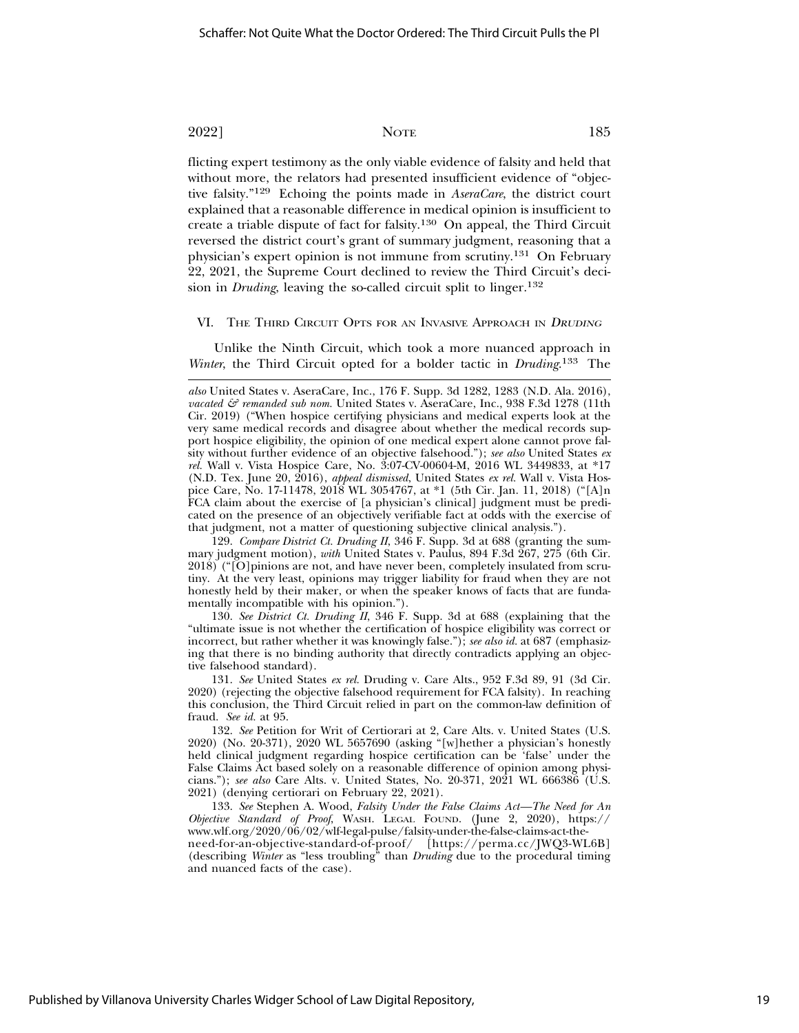flicting expert testimony as the only viable evidence of falsity and held that without more, the relators had presented insufficient evidence of "objective falsity."[129] Echoing the points made in *AseraCare*, the district court explained that a reasonable difference in medical opinion is insufficient to create a triable dispute of fact for falsity.[130] On appeal, the Third Circuit reversed the district court's grant of summary judgment, reasoning that a physician's expert opinion is not immune from scrutiny.[131] On February 22, 2021, the Supreme Court declined to review the Third Circuit's decision in *Druding*, leaving the so-called circuit split to linger.[132]

## VI. The Third Circuit Opts for an Invasive Approach in *Druding*

Unlike the Ninth Circuit, which took a more nuanced approach in *Winter*, the Third Circuit opted for a bolder tactic in *Druding*.[133] The

---

*also* United States v. AseraCare, Inc., 176 F. Supp. 3d 1282, 1283 (N.D. Ala. 2016), *vacated & remanded sub nom.* United States v. AseraCare, Inc., 938 F.3d 1278 (11th Cir. 2019) ("When hospice certifying physicians and medical experts look at the very same medical records and disagree about whether the medical records support hospice eligibility, the opinion of one medical expert alone cannot prove falsity without further evidence of an objective falsehood."); *see also* United States *ex rel.* Wall v. Vista Hospice Care, No. 3:07-CV-00604-M, 2016 WL 3449833, at *17 (N.D. Tex. June 20, 2016), *appeal dismissed*, United States *ex rel.* Wall v. Vista Hospice Care, No. 17-11478, 2018 WL 3054767, at *1 (5th Cir. Jan. 11, 2018) ("[A]n FCA claim about the exercise of [a physician's clinical] judgment must be predicated on the presence of an objectively verifiable fact at odds with the exercise of that judgment, not a matter of questioning subjective clinical analysis.").

129. *Compare District Ct. Druding II*, 346 F. Supp. 3d at 688 (granting the summary judgment motion), *with* United States v. Paulus, 894 F.3d 267, 275 (6th Cir. 2018) ("[O]pinions are not, and have never been, completely insulated from scrutiny. At the very least, opinions may trigger liability for fraud when they are not honestly held by their maker, or when the speaker knows of facts that are fundamentally incompatible with his opinion.").

130. *See District Ct. Druding II*, 346 F. Supp. 3d at 688 (explaining that the "ultimate issue is not whether the certification of hospice eligibility was correct or incorrect, but rather whether it was knowingly false."); *see also id.* at 687 (emphasizing that there is no binding authority that directly contradicts applying an objective falsehood standard).

131. *See* United States *ex rel.* Druding v. Care Alts., 952 F.3d 89, 91 (3d Cir. 2020) (rejecting the objective falsehood requirement for FCA falsity). In reaching this conclusion, the Third Circuit relied in part on the common-law definition of fraud. *See id.* at 95.

132. *See* Petition for Writ of Certiorari at 2, Care Alts. v. United States (U.S. 2020) (No. 20-371), 2020 WL 5657690 (asking "[w]hether a physician's honestly held clinical judgment regarding hospice certification can be 'false' under the False Claims Act based solely on a reasonable difference of opinion among physicians."); *see also* Care Alts. v. United States, No. 20-371, 2021 WL 666386 (U.S. 2021) (denying certiorari on February 22, 2021).

133. *See* Stephen A. Wood, *Falsity Under the False Claims Act—The Need for An Objective Standard of Proof*, Wash. Legal Found. (June 2, 2020), https://www.wlf.org/2020/06/02/wlf-legal-pulse/falsity-under-the-false-claims-act-the-need-for-an-objective-standard-of-proof/ [https://perma.cc/JWQ3-WL6B] (describing *Winter* as "less troubling" than *Druding* due to the procedural timing and nuanced facts of the case).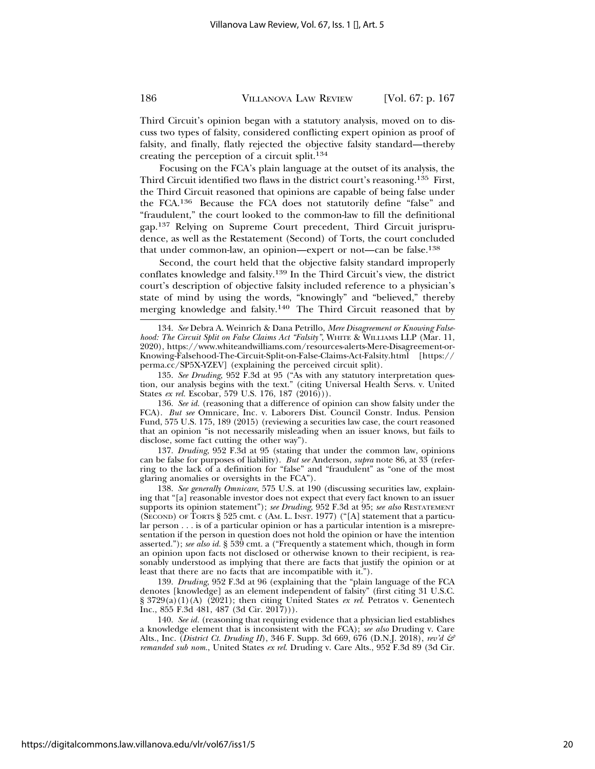Third Circuit's opinion began with a statutory analysis, moved on to discuss two types of falsity, considered conflicting expert opinion as proof of falsity, and finally, flatly rejected the objective falsity standard—thereby creating the perception of a circuit split.[134]

Focusing on the FCA's plain language at the outset of its analysis, the Third Circuit identified two flaws in the district court's reasoning.[135] First, the Third Circuit reasoned that opinions are capable of being false under the FCA.[136] Because the FCA does not statutorily define "false" and "fraudulent," the court looked to the common-law to fill the definitional gap.[137] Relying on Supreme Court precedent, Third Circuit jurisprudence, as well as the Restatement (Second) of Torts, the court concluded that under common-law, an opinion—expert or not—can be false.[138]

Second, the court held that the objective falsity standard improperly conflates knowledge and falsity.[139] In the Third Circuit's view, the district court's description of objective falsity included reference to a physician's state of mind by using the words, "knowingly" and "believed," thereby merging knowledge and falsity.[140] The Third Circuit reasoned that by

---

134. *See* Debra A. Weinrich & Dana Petrillo, *Mere Disagreement or Knowing Falsehood: The Circuit Split on False Claims Act "Falsity"*, WHITE & WILLIAMS LLP (Mar. 11, 2020), https://www.whiteandwilliams.com/resources-alerts-Mere-Disagreement-or-Knowing-Falsehood-The-Circuit-Split-on-False-Claims-Act-Falsity.html [https://perma.cc/SP5X-YZEV] (explaining the perceived circuit split).

135. *See Druding*, 952 F.3d at 95 ("As with any statutory interpretation question, our analysis begins with the text." (citing Universal Health Servs. v. United States *ex rel.* Escobar, 579 U.S. 176, 187 (2016))).

136. *See id.* (reasoning that a difference of opinion can show falsity under the FCA). *But see* Omnicare, Inc. v. Laborers Dist. Council Constr. Indus. Pension Fund, 575 U.S. 175, 189 (2015) (reviewing a securities law case, the court reasoned that an opinion "is not necessarily misleading when an issuer knows, but fails to disclose, some fact cutting the other way").

137. *Druding*, 952 F.3d at 95 (stating that under the common law, opinions can be false for purposes of liability). *But see* Anderson, *supra* note 86, at 33 (referring to the lack of a definition for "false" and "fraudulent" as "one of the most glaring anomalies or oversights in the FCA").

138. *See generally Omnicare*, 575 U.S. at 190 (discussing securities law, explaining that "[a] reasonable investor does not expect that every fact known to an issuer supports its opinion statement"); *see Druding*, 952 F.3d at 95; *see also* RESTATEMENT (SECOND) OF TORTS § 525 cmt. c (AM. L. INST. 1977) ("[A] statement that a particular person . . . is of a particular opinion or has a particular intention is a misrepresentation if the person in question does not hold the opinion or have the intention asserted."); *see also id.* § 539 cmt. a ("Frequently a statement which, though in form an opinion upon facts not disclosed or otherwise known to their recipient, is reasonably understood as implying that there are facts that justify the opinion or at least that there are no facts that are incompatible with it.").

139. *Druding*, 952 F.3d at 96 (explaining that the "plain language of the FCA denotes [knowledge] as an element independent of falsity" (first citing 31 U.S.C. § 3729(a)(1)(A) (2021); then citing United States *ex rel.* Petratos v. Genentech Inc., 855 F.3d 481, 487 (3d Cir. 2017))).

140. *See id.* (reasoning that requiring evidence that a physician lied establishes a knowledge element that is inconsistent with the FCA); *see also* Druding v. Care Alts., Inc. (*District Ct. Druding II*), 346 F. Supp. 3d 669, 676 (D.N.J. 2018), *rev'd & remanded sub nom.*, United States *ex rel.* Druding v. Care Alts., 952 F.3d 89 (3d Cir.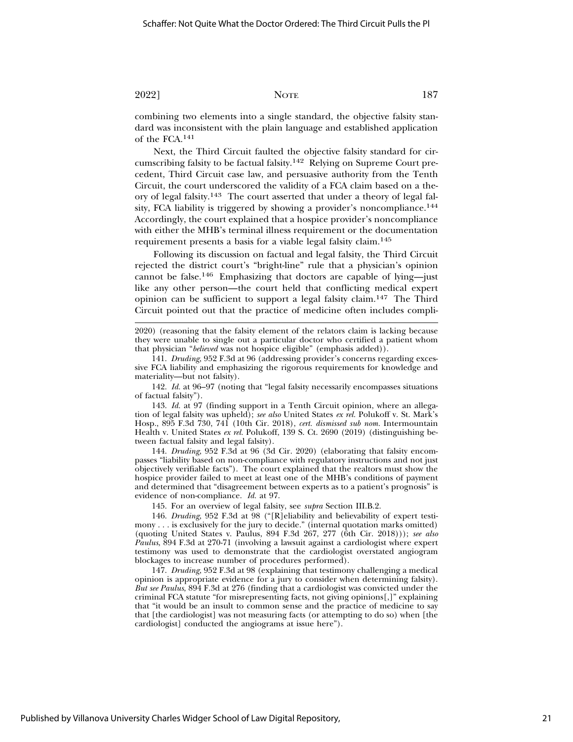combining two elements into a single standard, the objective falsity standard was inconsistent with the plain language and established application of the FCA.[141]

Next, the Third Circuit faulted the objective falsity standard for circumscribing falsity to be factual falsity.[142] Relying on Supreme Court precedent, Third Circuit case law, and persuasive authority from the Tenth Circuit, the court underscored the validity of a FCA claim based on a theory of legal falsity.[143] The court asserted that under a theory of legal falsity, FCA liability is triggered by showing a provider's noncompliance.[144] Accordingly, the court explained that a hospice provider's noncompliance with either the MHB's terminal illness requirement or the documentation requirement presents a basis for a viable legal falsity claim.[145]

Following its discussion on factual and legal falsity, the Third Circuit rejected the district court's "bright-line" rule that a physician's opinion cannot be false.[146] Emphasizing that doctors are capable of lying—just like any other person—the court held that conflicting medical expert opinion can be sufficient to support a legal falsity claim.[147] The Third Circuit pointed out that the practice of medicine often includes compli-

---

2020) (reasoning that the falsity element of the relators claim is lacking because they were unable to single out a particular doctor who certified a patient whom that physician "*believed* was not hospice eligible" (emphasis added)).

141. *Druding*, 952 F.3d at 96 (addressing provider's concerns regarding excessive FCA liability and emphasizing the rigorous requirements for knowledge and materiality—but not falsity).

142. *Id.* at 96–97 (noting that "legal falsity necessarily encompasses situations of factual falsity").

143. *Id.* at 97 (finding support in a Tenth Circuit opinion, where an allegation of legal falsity was upheld); *see also* United States *ex rel.* Polukoff v. St. Mark's Hosp., 895 F.3d 730, 741 (10th Cir. 2018), *cert. dismissed sub nom.* Intermountain Health v. United States *ex rel.* Polukoff, 139 S. Ct. 2690 (2019) (distinguishing between factual falsity and legal falsity).

144. *Druding*, 952 F.3d at 96 (3d Cir. 2020) (elaborating that falsity encompasses "liability based on non-compliance with regulatory instructions and not just objectively verifiable facts"). The court explained that the realtors must show the hospice provider failed to meet at least one of the MHB's conditions of payment and determined that "disagreement between experts as to a patient's prognosis" is evidence of non-compliance. *Id.* at 97.

145. For an overview of legal falsity, see *supra* Section III.B.2.

146. *Druding*, 952 F.3d at 98 ("[R]eliability and believability of expert testimony . . . is exclusively for the jury to decide." (internal quotation marks omitted) (quoting United States v. Paulus, 894 F.3d 267, 277 (6th Cir. 2018))); *see also Paulus*, 894 F.3d at 270-71 (involving a lawsuit against a cardiologist where expert testimony was used to demonstrate that the cardiologist overstated angiogram blockages to increase number of procedures performed).

147. *Druding*, 952 F.3d at 98 (explaining that testimony challenging a medical opinion is appropriate evidence for a jury to consider when determining falsity). *But see Paulus*, 894 F.3d at 276 (finding that a cardiologist was convicted under the criminal FCA statute "for misrepresenting facts, not giving opinions[,]" explaining that "it would be an insult to common sense and the practice of medicine to say that [the cardiologist] was not measuring facts (or attempting to do so) when [the cardiologist] conducted the angiograms at issue here").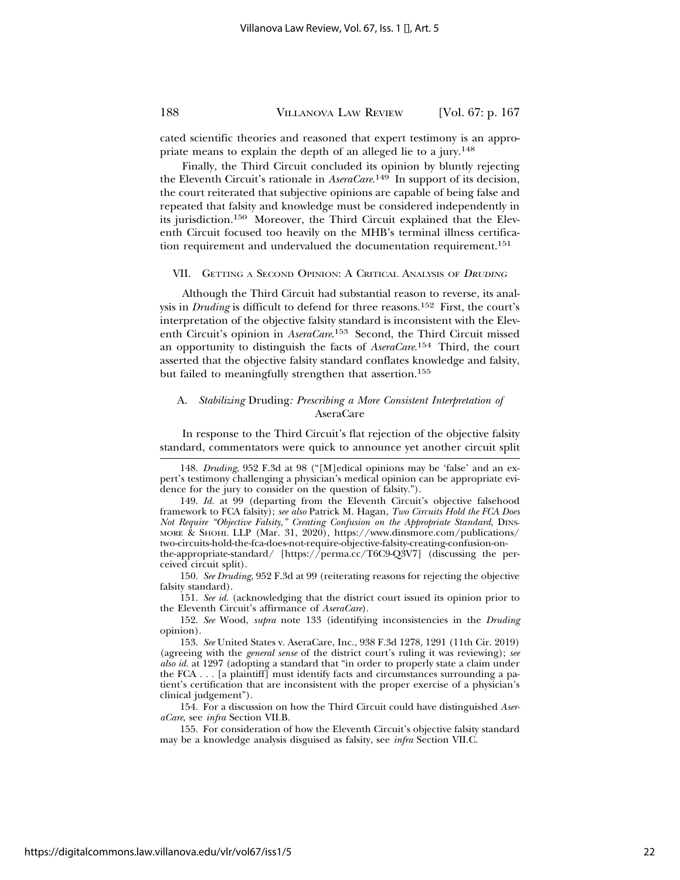cated scientific theories and reasoned that expert testimony is an appropriate means to explain the depth of an alleged lie to a jury.[148]

Finally, the Third Circuit concluded its opinion by bluntly rejecting the Eleventh Circuit's rationale in *AseraCare*.[149] In support of its decision, the court reiterated that subjective opinions are capable of being false and repeated that falsity and knowledge must be considered independently in its jurisdiction.[150] Moreover, the Third Circuit explained that the Eleventh Circuit focused too heavily on the MHB's terminal illness certification requirement and undervalued the documentation requirement.[151]

## VII. Getting a Second Opinion: A Critical Analysis of *Druding*

Although the Third Circuit had substantial reason to reverse, its analysis in *Druding* is difficult to defend for three reasons.[152] First, the court's interpretation of the objective falsity standard is inconsistent with the Eleventh Circuit's opinion in *AseraCare*.[153] Second, the Third Circuit missed an opportunity to distinguish the facts of *AseraCare*.[154] Third, the court asserted that the objective falsity standard conflates knowledge and falsity, but failed to meaningfully strengthen that assertion.[155]

### A. *Stabilizing* Druding*: Prescribing a More Consistent Interpretation of* AseraCare

In response to the Third Circuit's flat rejection of the objective falsity standard, commentators were quick to announce yet another circuit split

---

148. *Druding*, 952 F.3d at 98 ("[M]edical opinions may be 'false' and an expert's testimony challenging a physician's medical opinion can be appropriate evidence for the jury to consider on the question of falsity.").

149. *Id.* at 99 (departing from the Eleventh Circuit's objective falsehood framework to FCA falsity); *see also* Patrick M. Hagan, *Two Circuits Hold the FCA Does Not Require "Objective Falsity," Creating Confusion on the Appropriate Standard*, Dinsmore & Shohl LLP (Mar. 31, 2020), https://www.dinsmore.com/publications/two-circuits-hold-the-fca-does-not-require-objective-falsity-creating-confusion-on-the-appropriate-standard/ [https://perma.cc/T6C9-Q3V7] (discussing the perceived circuit split).

150. *See Druding*, 952 F.3d at 99 (reiterating reasons for rejecting the objective falsity standard).

151. *See id.* (acknowledging that the district court issued its opinion prior to the Eleventh Circuit's affirmance of *AseraCare*).

152. *See* Wood, *supra* note 133 (identifying inconsistencies in the *Druding* opinion).

153. *See* United States v. AseraCare, Inc., 938 F.3d 1278, 1291 (11th Cir. 2019) (agreeing with the *general sense* of the district court's ruling it was reviewing); *see also id.* at 1297 (adopting a standard that "in order to properly state a claim under the FCA . . . [a plaintiff] must identify facts and circumstances surrounding a patient's certification that are inconsistent with the proper exercise of a physician's clinical judgement").

154. For a discussion on how the Third Circuit could have distinguished *AseraCare*, see *infra* Section VII.B.

155. For consideration of how the Eleventh Circuit's objective falsity standard may be a knowledge analysis disguised as falsity, see *infra* Section VII.C.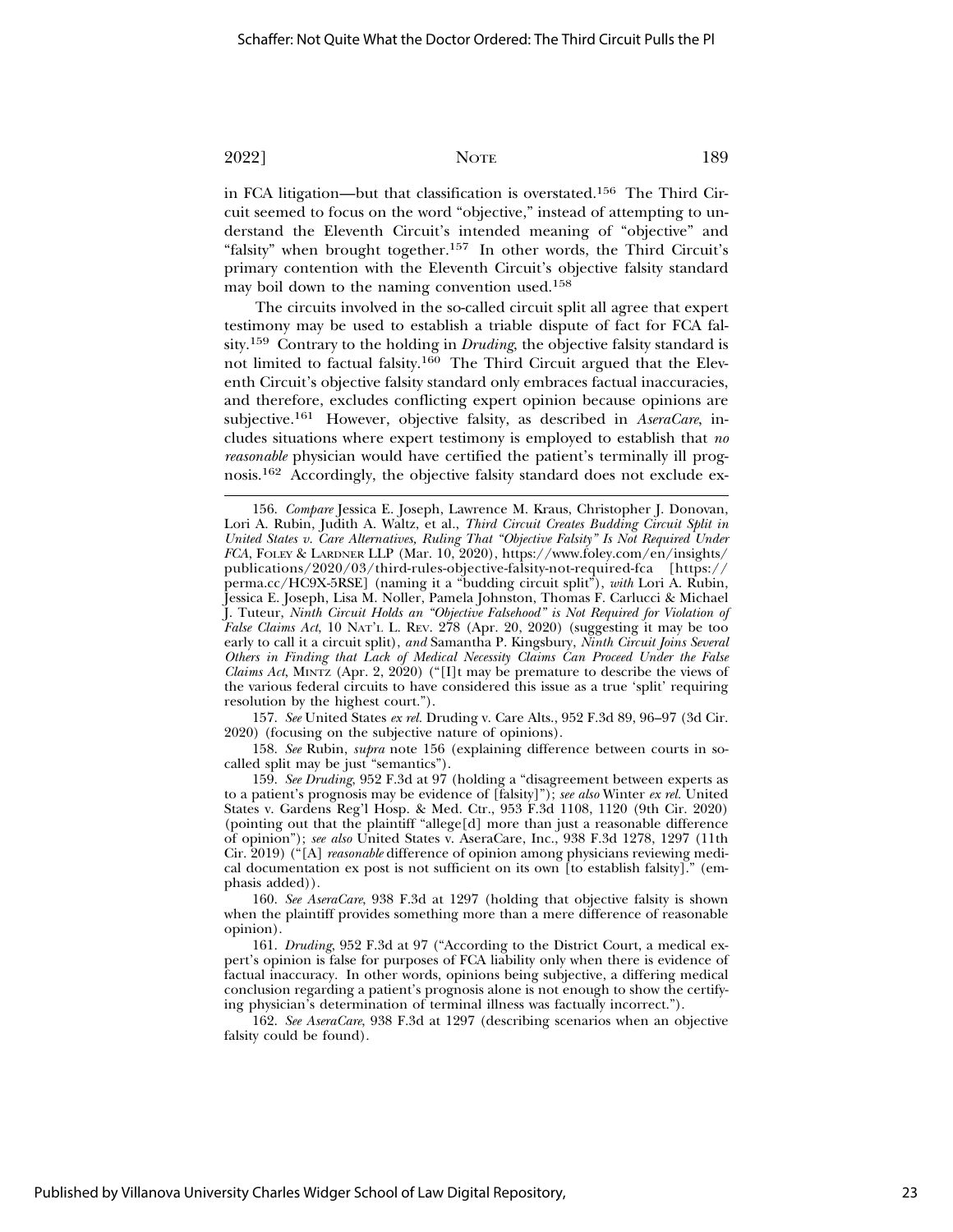in FCA litigation—but that classification is overstated.[156] The Third Circuit seemed to focus on the word "objective," instead of attempting to understand the Eleventh Circuit's intended meaning of "objective" and "falsity" when brought together.[157] In other words, the Third Circuit's primary contention with the Eleventh Circuit's objective falsity standard may boil down to the naming convention used.[158]

The circuits involved in the so-called circuit split all agree that expert testimony may be used to establish a triable dispute of fact for FCA falsity.[159] Contrary to the holding in *Druding*, the objective falsity standard is not limited to factual falsity.[160] The Third Circuit argued that the Eleventh Circuit's objective falsity standard only embraces factual inaccuracies, and therefore, excludes conflicting expert opinion because opinions are subjective.[161] However, objective falsity, as described in *AseraCare*, includes situations where expert testimony is employed to establish that *no reasonable* physician would have certified the patient's terminally ill prognosis.[162] Accordingly, the objective falsity standard does not exclude ex-

---

156. *Compare* Jessica E. Joseph, Lawrence M. Kraus, Christopher J. Donovan, Lori A. Rubin, Judith A. Waltz, et al., *Third Circuit Creates Budding Circuit Split in United States v. Care Alternatives, Ruling That "Objective Falsity" Is Not Required Under FCA*, FOLEY & LARDNER LLP (Mar. 10, 2020), https://www.foley.com/en/insights/publications/2020/03/third-rules-objective-falsity-not-required-fca [https://perma.cc/HC9X-5RSE] (naming it a "budding circuit split"), *with* Lori A. Rubin, Jessica E. Joseph, Lisa M. Noller, Pamela Johnston, Thomas F. Carlucci & Michael J. Tuteur, *Ninth Circuit Holds an "Objective Falsehood" is Not Required for Violation of False Claims Act*, 10 NAT'L L. REV. 278 (Apr. 20, 2020) (suggesting it may be too early to call it a circuit split), *and* Samantha P. Kingsbury, *Ninth Circuit Joins Several Others in Finding that Lack of Medical Necessity Claims Can Proceed Under the False Claims Act*, MINTZ (Apr. 2, 2020) ("[I]t may be premature to describe the views of the various federal circuits to have considered this issue as a true 'split' requiring resolution by the highest court.").

157. *See* United States *ex rel.* Druding v. Care Alts., 952 F.3d 89, 96–97 (3d Cir. 2020) (focusing on the subjective nature of opinions).

158. *See* Rubin, *supra* note 156 (explaining difference between courts in so-called split may be just "semantics").

159. *See Druding*, 952 F.3d at 97 (holding a "disagreement between experts as to a patient's prognosis may be evidence of [falsity]"); *see also* Winter *ex rel.* United States v. Gardens Reg'l Hosp. & Med. Ctr., 953 F.3d 1108, 1120 (9th Cir. 2020) (pointing out that the plaintiff "allege[d] more than just a reasonable difference of opinion"); *see also* United States v. AseraCare, Inc., 938 F.3d 1278, 1297 (11th Cir. 2019) ("[A] *reasonable* difference of opinion among physicians reviewing medical documentation ex post is not sufficient on its own [to establish falsity]." (emphasis added)).

160. *See AseraCare*, 938 F.3d at 1297 (holding that objective falsity is shown when the plaintiff provides something more than a mere difference of reasonable opinion).

161. *Druding*, 952 F.3d at 97 ("According to the District Court, a medical expert's opinion is false for purposes of FCA liability only when there is evidence of factual inaccuracy. In other words, opinions being subjective, a differing medical conclusion regarding a patient's prognosis alone is not enough to show the certifying physician's determination of terminal illness was factually incorrect.").

162. *See AseraCare*, 938 F.3d at 1297 (describing scenarios when an objective falsity could be found).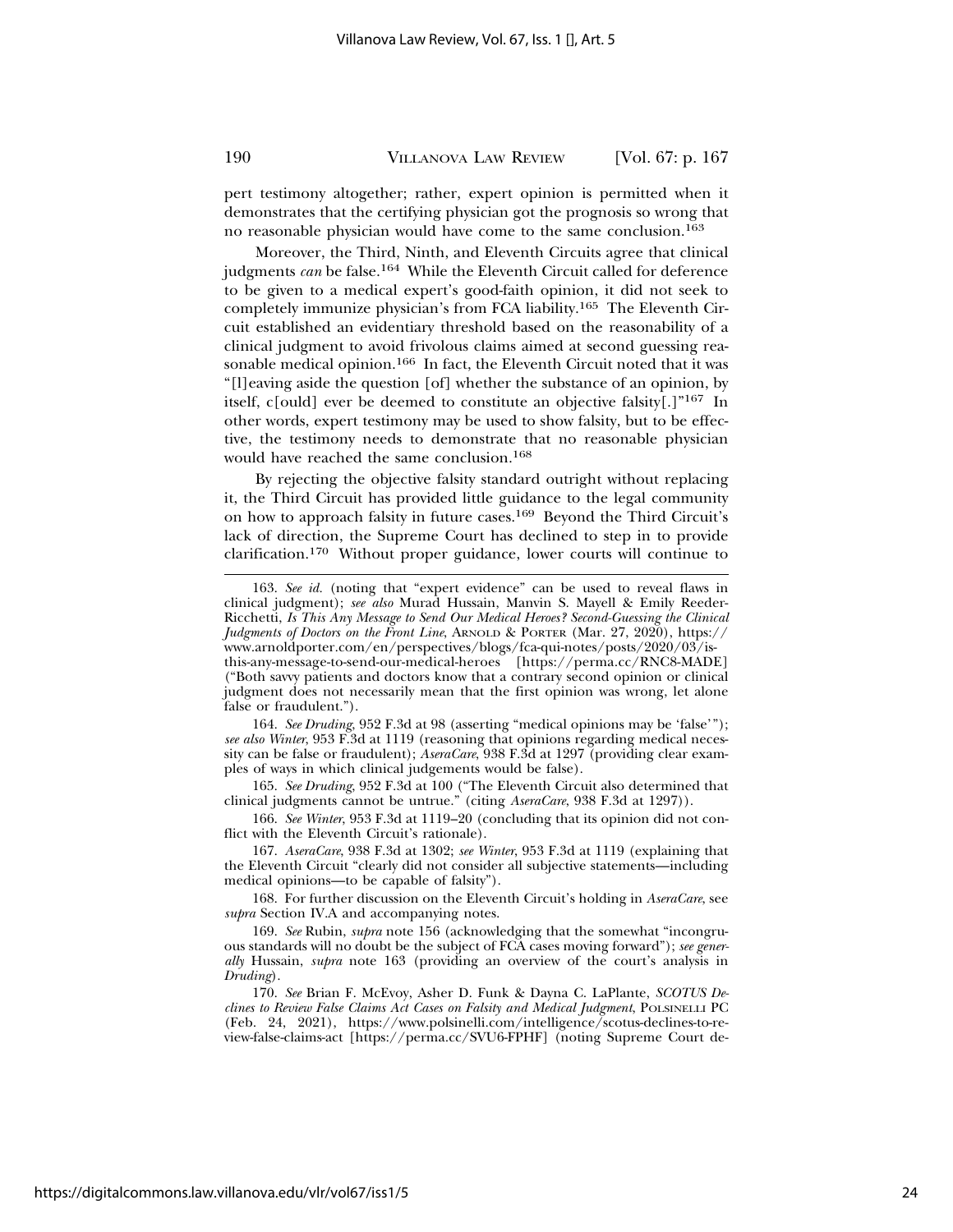pert testimony altogether; rather, expert opinion is permitted when it demonstrates that the certifying physician got the prognosis so wrong that no reasonable physician would have come to the same conclusion.[163]

Moreover, the Third, Ninth, and Eleventh Circuits agree that clinical judgments *can* be false.[164] While the Eleventh Circuit called for deference to be given to a medical expert's good-faith opinion, it did not seek to completely immunize physician's from FCA liability.[165] The Eleventh Circuit established an evidentiary threshold based on the reasonability of a clinical judgment to avoid frivolous claims aimed at second guessing reasonable medical opinion.[166] In fact, the Eleventh Circuit noted that it was "[l]eaving aside the question [of] whether the substance of an opinion, by itself, c[ould] ever be deemed to constitute an objective falsity[.]"[167] In other words, expert testimony may be used to show falsity, but to be effective, the testimony needs to demonstrate that no reasonable physician would have reached the same conclusion.[168]

By rejecting the objective falsity standard outright without replacing it, the Third Circuit has provided little guidance to the legal community on how to approach falsity in future cases.[169] Beyond the Third Circuit's lack of direction, the Supreme Court has declined to step in to provide clarification.[170] Without proper guidance, lower courts will continue to

---

163. *See id.* (noting that "expert evidence" can be used to reveal flaws in clinical judgment); *see also* Murad Hussain, Manvin S. Mayell & Emily Reeder-Ricchetti, *Is This Any Message to Send Our Medical Heroes? Second-Guessing the Clinical Judgments of Doctors on the Front Line*, ARNOLD & PORTER (Mar. 27, 2020), https://www.arnoldporter.com/en/perspectives/blogs/fca-qui-notes/posts/2020/03/is-this-any-message-to-send-our-medical-heroes [https://perma.cc/RNC8-MADE] ("Both savvy patients and doctors know that a contrary second opinion or clinical judgment does not necessarily mean that the first opinion was wrong, let alone false or fraudulent.").

164. *See Druding*, 952 F.3d at 98 (asserting "medical opinions may be 'false'"); *see also Winter*, 953 F.3d at 1119 (reasoning that opinions regarding medical necessity can be false or fraudulent); *AseraCare*, 938 F.3d at 1297 (providing clear examples of ways in which clinical judgements would be false).

165. *See Druding*, 952 F.3d at 100 ("The Eleventh Circuit also determined that clinical judgments cannot be untrue." (citing *AseraCare*, 938 F.3d at 1297)).

166. *See Winter*, 953 F.3d at 1119–20 (concluding that its opinion did not conflict with the Eleventh Circuit's rationale).

167. *AseraCare*, 938 F.3d at 1302; *see Winter*, 953 F.3d at 1119 (explaining that the Eleventh Circuit "clearly did not consider all subjective statements—including medical opinions—to be capable of falsity").

168. For further discussion on the Eleventh Circuit's holding in *AseraCare*, see *supra* Section IV.A and accompanying notes.

169. *See* Rubin, *supra* note 156 (acknowledging that the somewhat "incongruous standards will no doubt be the subject of FCA cases moving forward"); *see generally* Hussain, *supra* note 163 (providing an overview of the court's analysis in *Druding*).

170. *See* Brian F. McEvoy, Asher D. Funk & Dayna C. LaPlante, *SCOTUS Declines to Review False Claims Act Cases on Falsity and Medical Judgment*, POLSINELLI PC (Feb. 24, 2021), https://www.polsinelli.com/intelligence/scotus-declines-to-review-false-claims-act [https://perma.cc/SVU6-FPHF] (noting Supreme Court de-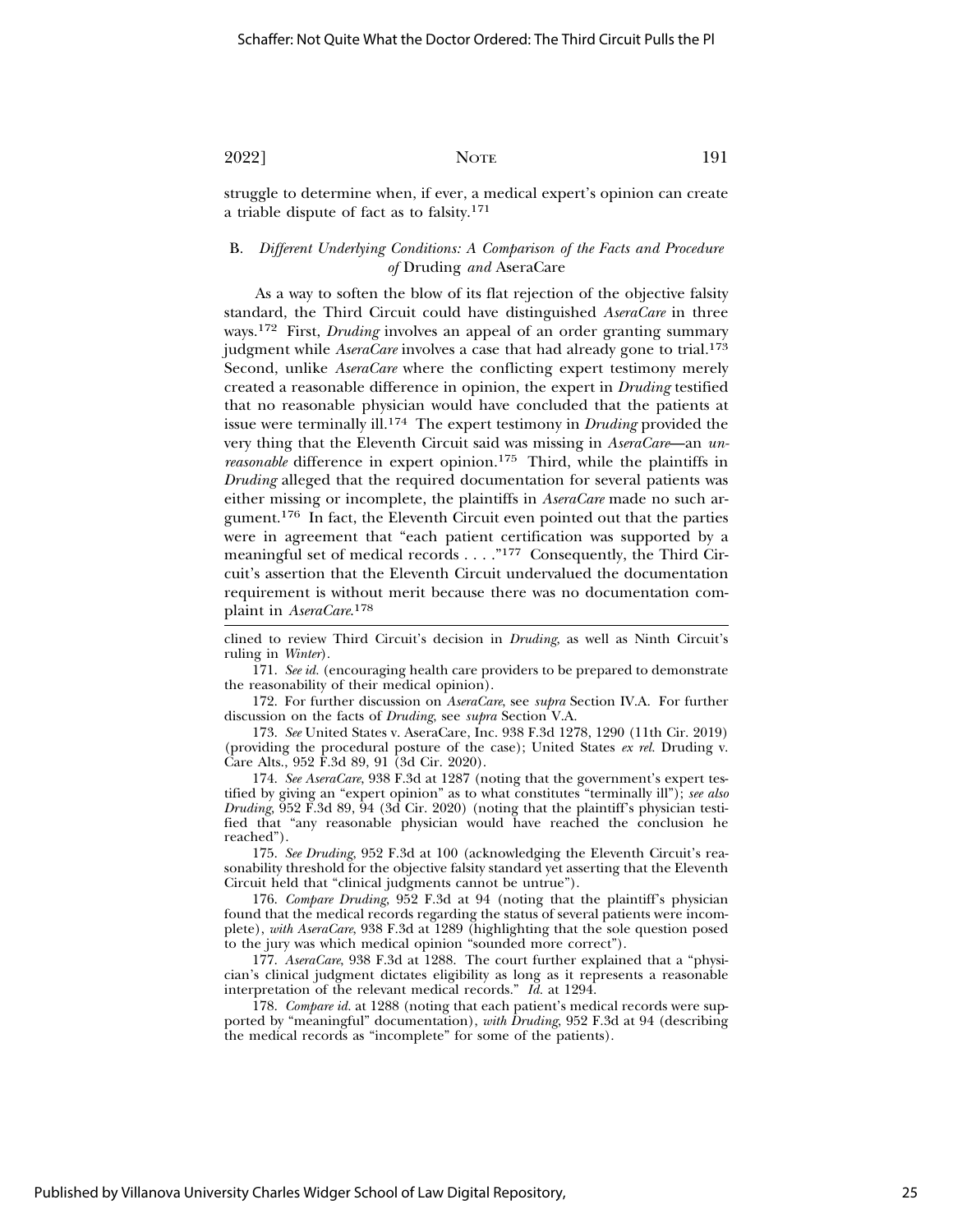struggle to determine when, if ever, a medical expert's opinion can create a triable dispute of fact as to falsity.[171]

### B. *Different Underlying Conditions: A Comparison of the Facts and Procedure of* Druding *and* AseraCare

As a way to soften the blow of its flat rejection of the objective falsity standard, the Third Circuit could have distinguished *AseraCare* in three ways.[172] First, *Druding* involves an appeal of an order granting summary judgment while *AseraCare* involves a case that had already gone to trial.[173] Second, unlike *AseraCare* where the conflicting expert testimony merely created a reasonable difference in opinion, the expert in *Druding* testified that no reasonable physician would have concluded that the patients at issue were terminally ill.[174] The expert testimony in *Druding* provided the very thing that the Eleventh Circuit said was missing in *AseraCare*—an *unreasonable* difference in expert opinion.[175] Third, while the plaintiffs in *Druding* alleged that the required documentation for several patients was either missing or incomplete, the plaintiffs in *AseraCare* made no such argument.[176] In fact, the Eleventh Circuit even pointed out that the parties were in agreement that "each patient certification was supported by a meaningful set of medical records . . . ."[177] Consequently, the Third Circuit's assertion that the Eleventh Circuit undervalued the documentation requirement is without merit because there was no documentation complaint in *AseraCare*.[178]

---

clined to review Third Circuit's decision in *Druding*, as well as Ninth Circuit's ruling in *Winter*).

171. *See id.* (encouraging health care providers to be prepared to demonstrate the reasonability of their medical opinion).

172. For further discussion on *AseraCare*, see *supra* Section IV.A. For further discussion on the facts of *Druding*, see *supra* Section V.A.

173. *See* United States v. AseraCare, Inc. 938 F.3d 1278, 1290 (11th Cir. 2019) (providing the procedural posture of the case); United States *ex rel.* Druding v. Care Alts., 952 F.3d 89, 91 (3d Cir. 2020).

174. *See AseraCare*, 938 F.3d at 1287 (noting that the government's expert testified by giving an "expert opinion" as to what constitutes "terminally ill"); *see also Druding*, 952 F.3d 89, 94 (3d Cir. 2020) (noting that the plaintiff's physician testified that "any reasonable physician would have reached the conclusion he reached").

175. *See Druding*, 952 F.3d at 100 (acknowledging the Eleventh Circuit's reasonability threshold for the objective falsity standard yet asserting that the Eleventh Circuit held that "clinical judgments cannot be untrue").

176. *Compare Druding*, 952 F.3d at 94 (noting that the plaintiff's physician found that the medical records regarding the status of several patients were incomplete), *with AseraCare*, 938 F.3d at 1289 (highlighting that the sole question posed to the jury was which medical opinion "sounded more correct").

177. *AseraCare*, 938 F.3d at 1288. The court further explained that a "physician's clinical judgment dictates eligibility as long as it represents a reasonable interpretation of the relevant medical records." *Id.* at 1294.

178. *Compare id.* at 1288 (noting that each patient's medical records were supported by "meaningful" documentation), *with Druding*, 952 F.3d at 94 (describing the medical records as "incomplete" for some of the patients).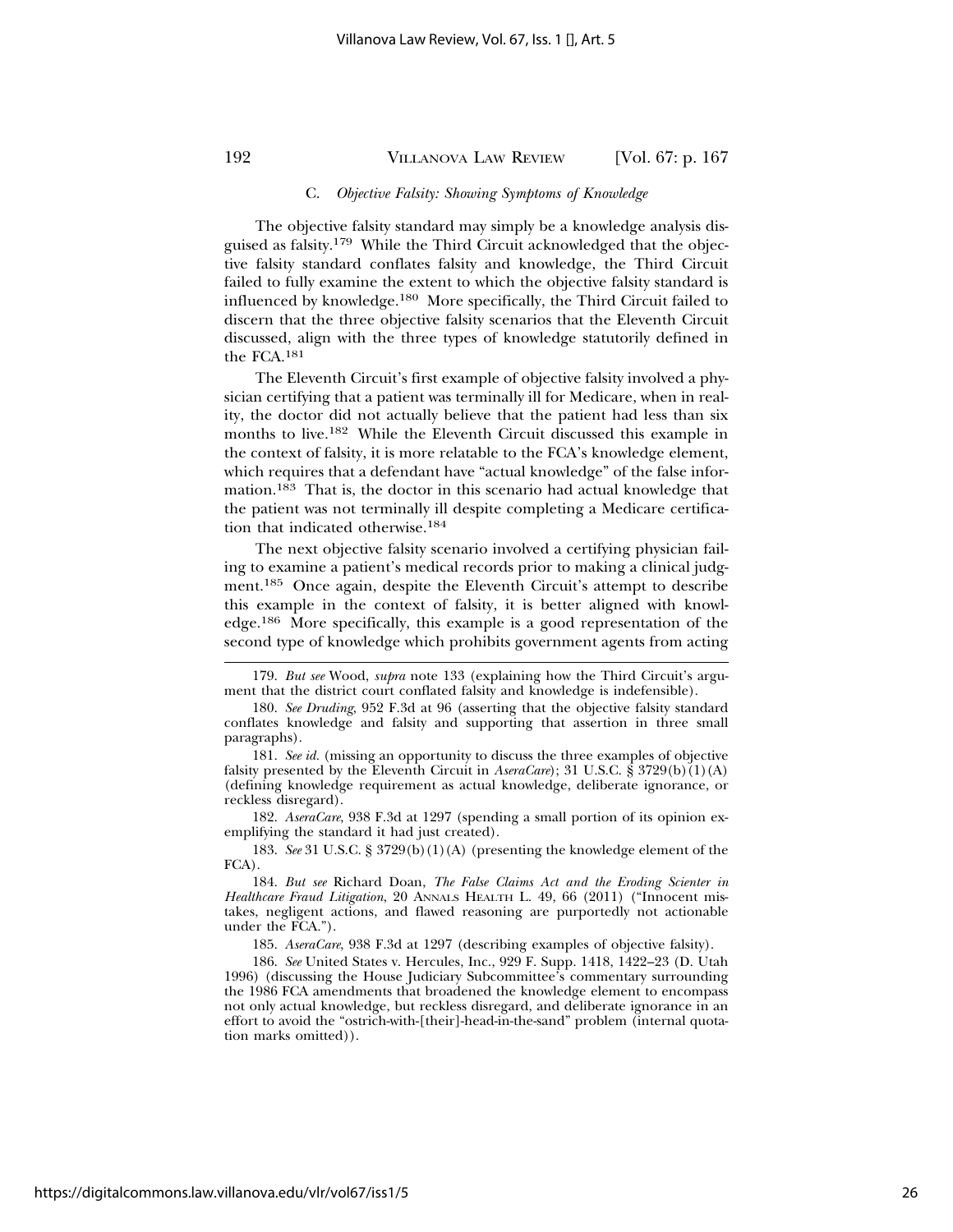### C. *Objective Falsity: Showing Symptoms of Knowledge*

The objective falsity standard may simply be a knowledge analysis disguised as falsity.[179] While the Third Circuit acknowledged that the objective falsity standard conflates falsity and knowledge, the Third Circuit failed to fully examine the extent to which the objective falsity standard is influenced by knowledge.[180] More specifically, the Third Circuit failed to discern that the three objective falsity scenarios that the Eleventh Circuit discussed, align with the three types of knowledge statutorily defined in the FCA.[181]

The Eleventh Circuit's first example of objective falsity involved a physician certifying that a patient was terminally ill for Medicare, when in reality, the doctor did not actually believe that the patient had less than six months to live.[182] While the Eleventh Circuit discussed this example in the context of falsity, it is more relatable to the FCA's knowledge element, which requires that a defendant have "actual knowledge" of the false information.[183] That is, the doctor in this scenario had actual knowledge that the patient was not terminally ill despite completing a Medicare certification that indicated otherwise.[184]

The next objective falsity scenario involved a certifying physician failing to examine a patient's medical records prior to making a clinical judgment.[185] Once again, despite the Eleventh Circuit's attempt to describe this example in the context of falsity, it is better aligned with knowledge.[186] More specifically, this example is a good representation of the second type of knowledge which prohibits government agents from acting

---

179. *But see* Wood, *supra* note 133 (explaining how the Third Circuit's argument that the district court conflated falsity and knowledge is indefensible).

180. *See Druding*, 952 F.3d at 96 (asserting that the objective falsity standard conflates knowledge and falsity and supporting that assertion in three small paragraphs).

181. *See id.* (missing an opportunity to discuss the three examples of objective falsity presented by the Eleventh Circuit in *AseraCare*); 31 U.S.C. § 3729(b)(1)(A) (defining knowledge requirement as actual knowledge, deliberate ignorance, or reckless disregard).

182. *AseraCare*, 938 F.3d at 1297 (spending a small portion of its opinion exemplifying the standard it had just created).

183. *See* 31 U.S.C. § 3729(b)(1)(A) (presenting the knowledge element of the FCA).

184. *But see* Richard Doan, *The False Claims Act and the Eroding Scienter in Healthcare Fraud Litigation*, 20 ANNALS HEALTH L. 49, 66 (2011) ("Innocent mistakes, negligent actions, and flawed reasoning are purportedly not actionable under the FCA.").

185. *AseraCare*, 938 F.3d at 1297 (describing examples of objective falsity).

186. *See* United States v. Hercules, Inc., 929 F. Supp. 1418, 1422–23 (D. Utah 1996) (discussing the House Judiciary Subcommittee's commentary surrounding the 1986 FCA amendments that broadened the knowledge element to encompass not only actual knowledge, but reckless disregard, and deliberate ignorance in an effort to avoid the "ostrich-with-[their]-head-in-the-sand" problem (internal quotation marks omitted)).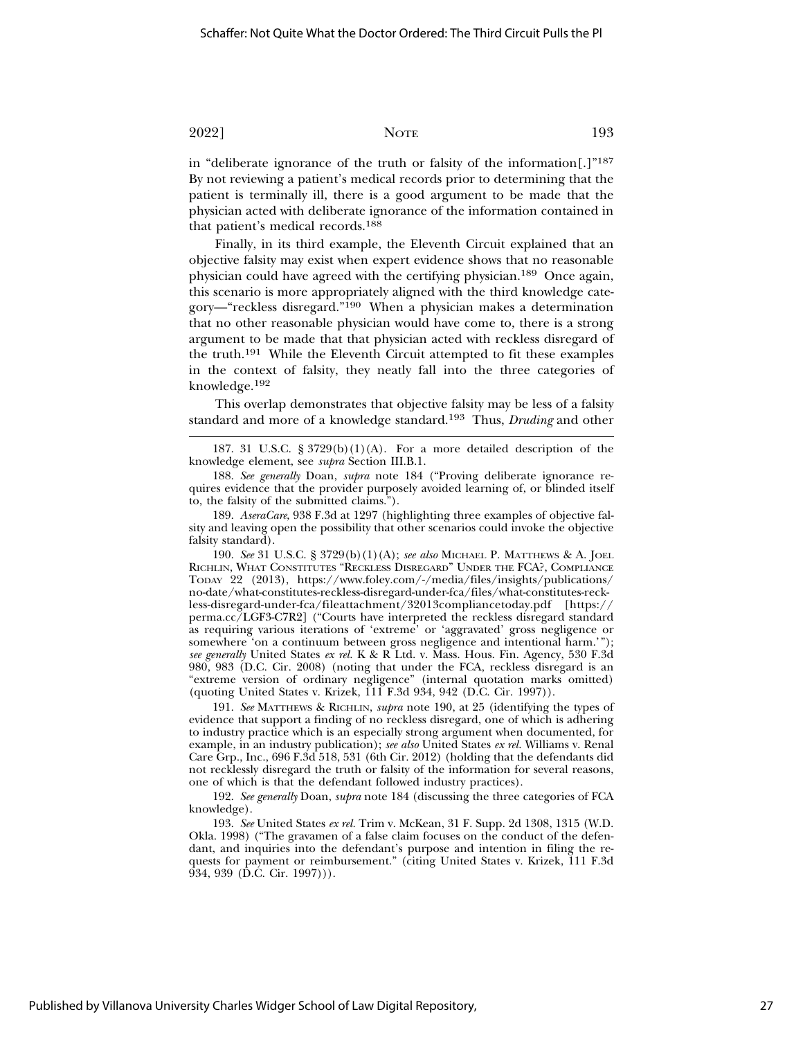in "deliberate ignorance of the truth or falsity of the information[.]"[187] By not reviewing a patient's medical records prior to determining that the patient is terminally ill, there is a good argument to be made that the physician acted with deliberate ignorance of the information contained in that patient's medical records.[188]

Finally, in its third example, the Eleventh Circuit explained that an objective falsity may exist when expert evidence shows that no reasonable physician could have agreed with the certifying physician.[189] Once again, this scenario is more appropriately aligned with the third knowledge category—"reckless disregard."[190] When a physician makes a determination that no other reasonable physician would have come to, there is a strong argument to be made that that physician acted with reckless disregard of the truth.[191] While the Eleventh Circuit attempted to fit these examples in the context of falsity, they neatly fall into the three categories of knowledge.[192]

This overlap demonstrates that objective falsity may be less of a falsity standard and more of a knowledge standard.[193] Thus, *Druding* and other

---

187. 31 U.S.C. § 3729(b)(1)(A). For a more detailed description of the knowledge element, see *supra* Section III.B.1.

188. *See generally* Doan, *supra* note 184 ("Proving deliberate ignorance requires evidence that the provider purposely avoided learning of, or blinded itself to, the falsity of the submitted claims.").

189. *AseraCare*, 938 F.3d at 1297 (highlighting three examples of objective falsity and leaving open the possibility that other scenarios could invoke the objective falsity standard).

190. *See* 31 U.S.C. § 3729(b)(1)(A); *see also* MICHAEL P. MATTHEWS & A. JOEL RICHLIN, WHAT CONSTITUTES "RECKLESS DISREGARD" UNDER THE FCA?, COMPLIANCE TODAY 22 (2013), https://www.foley.com/-/media/files/insights/publications/no-date/what-constitutes-reckless-disregard-under-fca/files/what-constitutes-reckless-disregard-under-fca/fileattachment/32013compliancetoday.pdf [https://perma.cc/LGF3-C7R2] ("Courts have interpreted the reckless disregard standard as requiring various iterations of 'extreme' or 'aggravated' gross negligence or somewhere 'on a continuum between gross negligence and intentional harm.'"); *see generally* United States *ex rel.* K & R Ltd. v. Mass. Hous. Fin. Agency, 530 F.3d 980, 983 (D.C. Cir. 2008) (noting that under the FCA, reckless disregard is an "extreme version of ordinary negligence" (internal quotation marks omitted) (quoting United States v. Krizek, 111 F.3d 934, 942 (D.C. Cir. 1997)).

191. *See* MATTHEWS & RICHLIN, *supra* note 190, at 25 (identifying the types of evidence that support a finding of no reckless disregard, one of which is adhering to industry practice which is an especially strong argument when documented, for example, in an industry publication); *see also* United States *ex rel.* Williams v. Renal Care Grp., Inc., 696 F.3d 518, 531 (6th Cir. 2012) (holding that the defendants did not recklessly disregard the truth or falsity of the information for several reasons, one of which is that the defendant followed industry practices).

192. *See generally* Doan, *supra* note 184 (discussing the three categories of FCA knowledge).

193. *See* United States *ex rel.* Trim v. McKean, 31 F. Supp. 2d 1308, 1315 (W.D. Okla. 1998) ("The gravamen of a false claim focuses on the conduct of the defendant, and inquiries into the defendant's purpose and intention in filing the requests for payment or reimbursement." (citing United States v. Krizek, 111 F.3d 934, 939 (D.C. Cir. 1997))).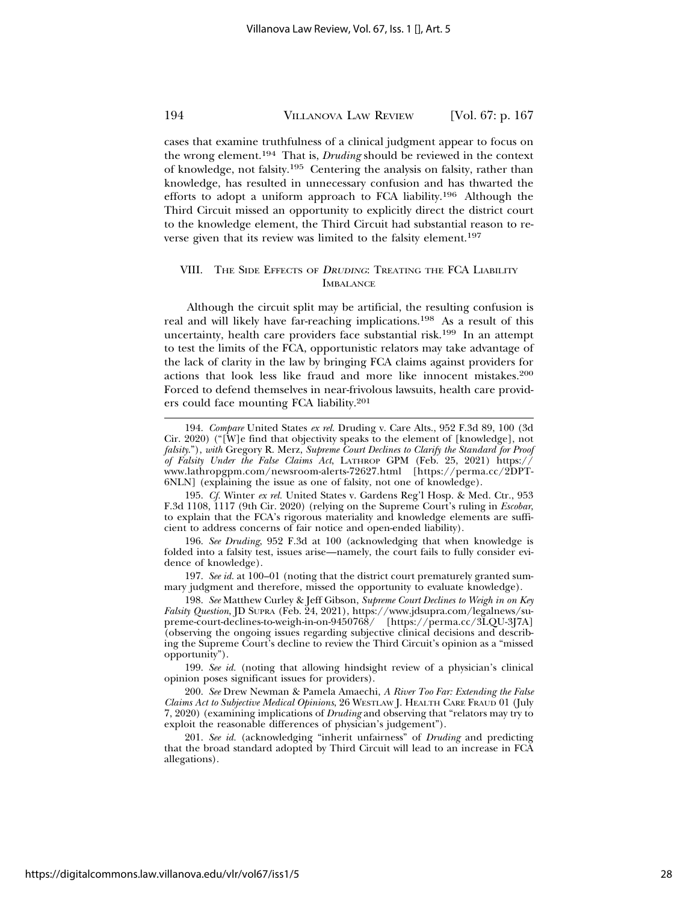cases that examine truthfulness of a clinical judgment appear to focus on the wrong element.[194] That is, *Druding* should be reviewed in the context of knowledge, not falsity.[195] Centering the analysis on falsity, rather than knowledge, has resulted in unnecessary confusion and has thwarted the efforts to adopt a uniform approach to FCA liability.[196] Although the Third Circuit missed an opportunity to explicitly direct the district court to the knowledge element, the Third Circuit had substantial reason to reverse given that its review was limited to the falsity element.[197]

## VIII. THE SIDE EFFECTS OF *DRUDING*: TREATING THE FCA LIABILITY IMBALANCE

Although the circuit split may be artificial, the resulting confusion is real and will likely have far-reaching implications.[198] As a result of this uncertainty, health care providers face substantial risk.[199] In an attempt to test the limits of the FCA, opportunistic relators may take advantage of the lack of clarity in the law by bringing FCA claims against providers for actions that look less like fraud and more like innocent mistakes.[200] Forced to defend themselves in near-frivolous lawsuits, health care providers could face mounting FCA liability.[201]

---

194. *Compare* United States *ex rel.* Druding v. Care Alts., 952 F.3d 89, 100 (3d Cir. 2020) ("[W]e find that objectivity speaks to the element of [knowledge], not *falsity*."), *with* Gregory R. Merz, *Supreme Court Declines to Clarify the Standard for Proof of Falsity Under the False Claims Act*, LATHROP GPM (Feb. 25, 2021) https://www.lathropgpm.com/newsroom-alerts-72627.html [https://perma.cc/2DPT-6NLN] (explaining the issue as one of falsity, not one of knowledge).

195. *Cf.* Winter *ex rel.* United States v. Gardens Reg'l Hosp. & Med. Ctr., 953 F.3d 1108, 1117 (9th Cir. 2020) (relying on the Supreme Court's ruling in *Escobar*, to explain that the FCA's rigorous materiality and knowledge elements are sufficient to address concerns of fair notice and open-ended liability).

196. *See Druding*, 952 F.3d at 100 (acknowledging that when knowledge is folded into a falsity test, issues arise—namely, the court fails to fully consider evidence of knowledge).

197. *See id.* at 100–01 (noting that the district court prematurely granted summary judgment and therefore, missed the opportunity to evaluate knowledge).

198. *See* Matthew Curley & Jeff Gibson, *Supreme Court Declines to Weigh in on Key Falsity Question*, JD SUPRA (Feb. 24, 2021), https://www.jdsupra.com/legalnews/supreme-court-declines-to-weigh-in-on-9450768/ [https://perma.cc/3LQU-3J7A] (observing the ongoing issues regarding subjective clinical decisions and describing the Supreme Court's decline to review the Third Circuit's opinion as a "missed opportunity").

199. *See id.* (noting that allowing hindsight review of a physician's clinical opinion poses significant issues for providers).

200. *See* Drew Newman & Pamela Amaechi, *A River Too Far: Extending the False Claims Act to Subjective Medical Opinions*, 26 WESTLAW J. HEALTH CARE FRAUD 01 (July 7, 2020) (examining implications of *Druding* and observing that "relators may try to exploit the reasonable differences of physician's judgement").

201. *See id.* (acknowledging "inherit unfairness" of *Druding* and predicting that the broad standard adopted by Third Circuit will lead to an increase in FCA allegations).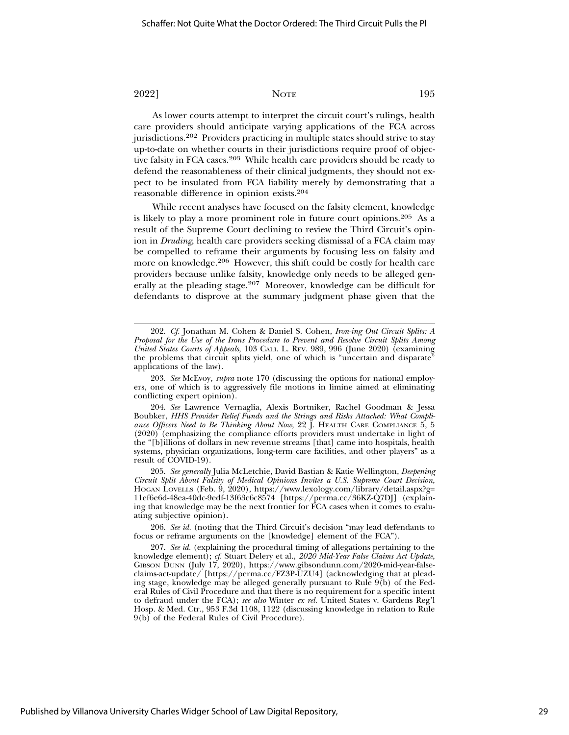As lower courts attempt to interpret the circuit court's rulings, health care providers should anticipate varying applications of the FCA across jurisdictions.[202] Providers practicing in multiple states should strive to stay up-to-date on whether courts in their jurisdictions require proof of objective falsity in FCA cases.[203] While health care providers should be ready to defend the reasonableness of their clinical judgments, they should not expect to be insulated from FCA liability merely by demonstrating that a reasonable difference in opinion exists.[204]

While recent analyses have focused on the falsity element, knowledge is likely to play a more prominent role in future court opinions.[205] As a result of the Supreme Court declining to review the Third Circuit's opinion in *Druding*, health care providers seeking dismissal of a FCA claim may be compelled to reframe their arguments by focusing less on falsity and more on knowledge.[206] However, this shift could be costly for health care providers because unlike falsity, knowledge only needs to be alleged generally at the pleading stage.[207] Moreover, knowledge can be difficult for defendants to disprove at the summary judgment phase given that the

---

202. *Cf.* Jonathan M. Cohen & Daniel S. Cohen, *Iron-ing Out Circuit Splits: A Proposal for the Use of the Irons Procedure to Prevent and Resolve Circuit Splits Among United States Courts of Appeals*, 103 CALI. L. REV. 989, 996 (June 2020) (examining the problems that circuit splits yield, one of which is "uncertain and disparate" applications of the law).

203. *See* McEvoy, *supra* note 170 (discussing the options for national employers, one of which is to aggressively file motions in limine aimed at eliminating conflicting expert opinion).

204. *See* Lawrence Vernaglia, Alexis Bortniker, Rachel Goodman & Jessa Boubker, *HHS Provider Relief Funds and the Strings and Risks Attached: What Compliance Officers Need to Be Thinking About Now*, 22 J. HEALTH CARE COMPLIANCE 5, 5 (2020) (emphasizing the compliance efforts providers must undertake in light of the "[b]illions of dollars in new revenue streams [that] came into hospitals, health systems, physician organizations, long-term care facilities, and other players" as a result of COVID-19).

205. *See generally* Julia McLetchie, David Bastian & Katie Wellington, *Deepening Circuit Split About Falsity of Medical Opinions Invites a U.S. Supreme Court Decision*, HOGAN LOVELLS (Feb. 9, 2020), https://www.lexology.com/library/detail.aspx?g=11ef6e6d-48ea-40dc-9edf-13f63c6c8574 [https://perma.cc/36KZ-Q7DJ] (explaining that knowledge may be the next frontier for FCA cases when it comes to evaluating subjective opinion).

206. *See id.* (noting that the Third Circuit's decision "may lead defendants to focus or reframe arguments on the [knowledge] element of the FCA").

207. *See id.* (explaining the procedural timing of allegations pertaining to the knowledge element); *cf.* Stuart Delery et al., *2020 Mid-Year False Claims Act Update*, GIBSON DUNN (July 17, 2020), https://www.gibsondunn.com/2020-mid-year-false-claims-act-update/ [https://perma.cc/FZ3P-UZU4] (acknowledging that at pleading stage, knowledge may be alleged generally pursuant to Rule 9(b) of the Federal Rules of Civil Procedure and that there is no requirement for a specific intent to defraud under the FCA); *see also* Winter *ex rel.* United States v. Gardens Reg'l Hosp. & Med. Ctr., 953 F.3d 1108, 1122 (discussing knowledge in relation to Rule 9(b) of the Federal Rules of Civil Procedure).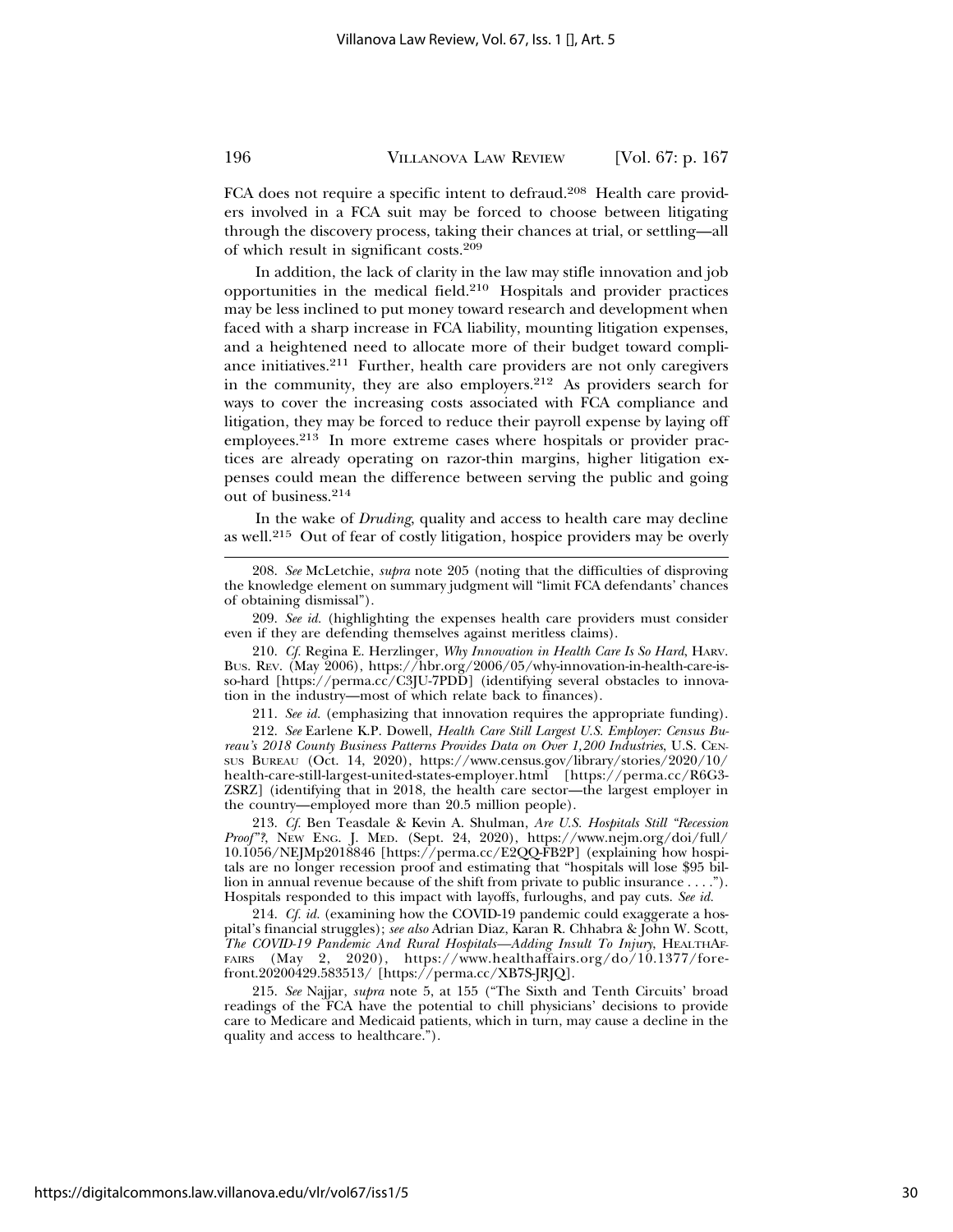FCA does not require a specific intent to defraud.[208] Health care providers involved in a FCA suit may be forced to choose between litigating through the discovery process, taking their chances at trial, or settling—all of which result in significant costs.[209]

In addition, the lack of clarity in the law may stifle innovation and job opportunities in the medical field.[210] Hospitals and provider practices may be less inclined to put money toward research and development when faced with a sharp increase in FCA liability, mounting litigation expenses, and a heightened need to allocate more of their budget toward compliance initiatives.[211] Further, health care providers are not only caregivers in the community, they are also employers.[212] As providers search for ways to cover the increasing costs associated with FCA compliance and litigation, they may be forced to reduce their payroll expense by laying off employees.[213] In more extreme cases where hospitals or provider practices are already operating on razor-thin margins, higher litigation expenses could mean the difference between serving the public and going out of business.[214]

In the wake of *Druding*, quality and access to health care may decline as well.[215] Out of fear of costly litigation, hospice providers may be overly

---

208. *See* McLetchie, *supra* note 205 (noting that the difficulties of disproving the knowledge element on summary judgment will "limit FCA defendants' chances of obtaining dismissal").

209. *See id.* (highlighting the expenses health care providers must consider even if they are defending themselves against meritless claims).

210. *Cf.* Regina E. Herzlinger, *Why Innovation in Health Care Is So Hard*, HARV. BUS. REV. (May 2006), https://hbr.org/2006/05/why-innovation-in-health-care-is-so-hard [https://perma.cc/C3JU-7PDD] (identifying several obstacles to innovation in the industry—most of which relate back to finances).

211. *See id.* (emphasizing that innovation requires the appropriate funding).

212. *See* Earlene K.P. Dowell, *Health Care Still Largest U.S. Employer: Census Bureau's 2018 County Business Patterns Provides Data on Over 1,200 Industries*, U.S. CENSUS BUREAU (Oct. 14, 2020), https://www.census.gov/library/stories/2020/10/health-care-still-largest-united-states-employer.html [https://perma.cc/R6G3-ZSRZ] (identifying that in 2018, the health care sector—the largest employer in the country—employed more than 20.5 million people).

213. *Cf.* Ben Teasdale & Kevin A. Shulman, *Are U.S. Hospitals Still "Recession Proof"?*, NEW ENG. J. MED. (Sept. 24, 2020), https://www.nejm.org/doi/full/10.1056/NEJMp2018846 [https://perma.cc/E2QQ-FB2P] (explaining how hospitals are no longer recession proof and estimating that "hospitals will lose $95 billion in annual revenue because of the shift from private to public insurance . . . ."). Hospitals responded to this impact with layoffs, furloughs, and pay cuts. *See id.*

214. *Cf. id.* (examining how the COVID-19 pandemic could exaggerate a hospital's financial struggles); *see also* Adrian Diaz, Karan R. Chhabra & John W. Scott, *The COVID-19 Pandemic And Rural Hospitals—Adding Insult To Injury*, HEALTHAFFAIRS (May 2, 2020), https://www.healthaffairs.org/do/10.1377/forefront.20200429.583513/ [https://perma.cc/XB7S-JRJQ].

215. *See* Najjar, *supra* note 5, at 155 ("The Sixth and Tenth Circuits' broad readings of the FCA have the potential to chill physicians' decisions to provide care to Medicare and Medicaid patients, which in turn, may cause a decline in the quality and access to healthcare.").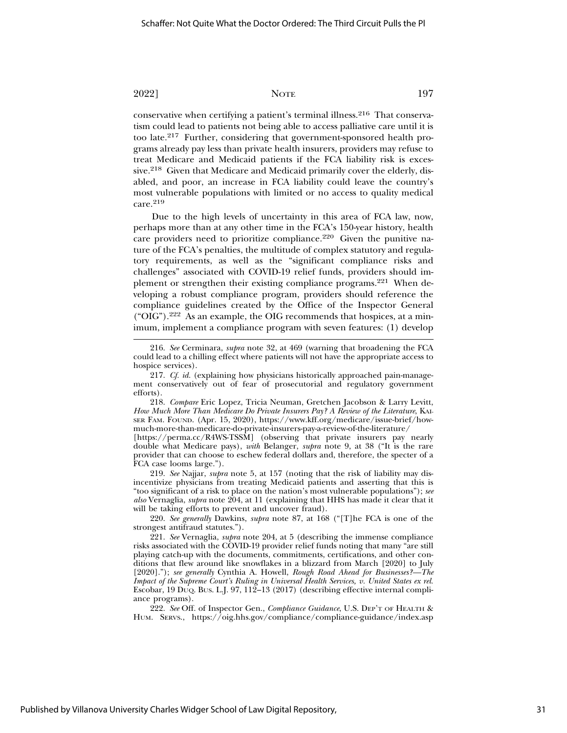conservative when certifying a patient's terminal illness.[216] That conservatism could lead to patients not being able to access palliative care until it is too late.[217] Further, considering that government-sponsored health programs already pay less than private health insurers, providers may refuse to treat Medicare and Medicaid patients if the FCA liability risk is excessive.[218] Given that Medicare and Medicaid primarily cover the elderly, disabled, and poor, an increase in FCA liability could leave the country's most vulnerable populations with limited or no access to quality medical care.[219]

Due to the high levels of uncertainty in this area of FCA law, now, perhaps more than at any other time in the FCA's 150-year history, health care providers need to prioritize compliance.[220] Given the punitive nature of the FCA's penalties, the multitude of complex statutory and regulatory requirements, as well as the "significant compliance risks and challenges" associated with COVID-19 relief funds, providers should implement or strengthen their existing compliance programs.[221] When developing a robust compliance program, providers should reference the compliance guidelines created by the Office of the Inspector General ("OIG").[222] As an example, the OIG recommends that hospices, at a minimum, implement a compliance program with seven features: (1) develop

---

216. *See* Cerminara, *supra* note 32, at 469 (warning that broadening the FCA could lead to a chilling effect where patients will not have the appropriate access to hospice services).

217. *Cf. id.* (explaining how physicians historically approached pain-management conservatively out of fear of prosecutorial and regulatory government efforts).

218. *Compare* Eric Lopez, Tricia Neuman, Gretchen Jacobson & Larry Levitt, *How Much More Than Medicare Do Private Insurers Pay? A Review of the Literature*, KAISER FAM. FOUND. (Apr. 15, 2020), https://www.kff.org/medicare/issue-brief/how-much-more-than-medicare-do-private-insurers-pay-a-review-of-the-literature/ [https://perma.cc/R4WS-TSSM] (observing that private insurers pay nearly double what Medicare pays), *with* Belanger, *supra* note 9, at 38 ("It is the rare provider that can choose to eschew federal dollars and, therefore, the specter of a FCA case looms large.").

219. *See* Najjar, *supra* note 5, at 157 (noting that the risk of liability may disincentivize physicians from treating Medicaid patients and asserting that this is "too significant of a risk to place on the nation's most vulnerable populations"); *see also* Vernaglia, *supra* note 204, at 11 (explaining that HHS has made it clear that it will be taking efforts to prevent and uncover fraud).

220. *See generally* Dawkins, *supra* note 87, at 168 ("[T]he FCA is one of the strongest antifraud statutes.").

221. *See* Vernaglia, *supra* note 204, at 5 (describing the immense compliance risks associated with the COVID-19 provider relief funds noting that many "are still playing catch-up with the documents, commitments, certifications, and other conditions that flew around like snowflakes in a blizzard from March [2020] to July [2020]."); *see generally* Cynthia A. Howell, *Rough Road Ahead for Businesses?—The Impact of the Supreme Court's Ruling in Universal Health Services, v. United States ex rel. Escobar*, 19 DUQ. BUS. L.J. 97, 112–13 (2017) (describing effective internal compliance programs).

222. *See* Off. of Inspector Gen., *Compliance Guidance*, U.S. DEP'T OF HEALTH & HUM. SERVS., https://oig.hhs.gov/compliance/compliance-guidance/index.asp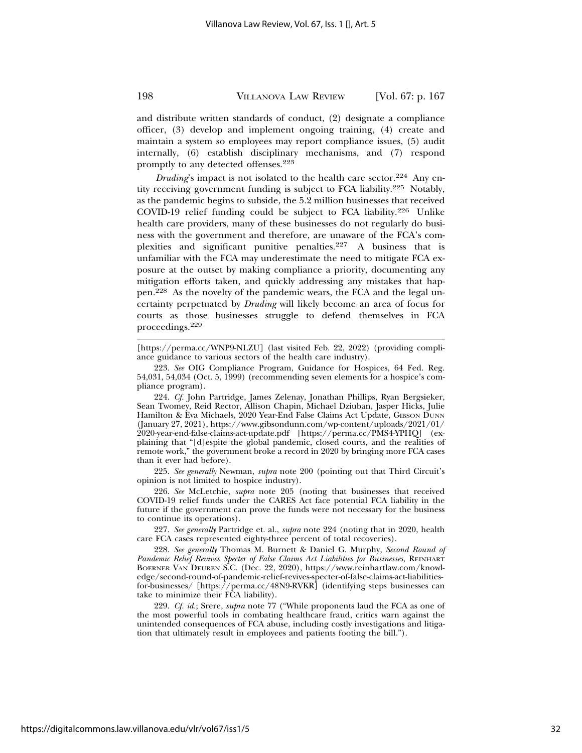and distribute written standards of conduct, (2) designate a compliance officer, (3) develop and implement ongoing training, (4) create and maintain a system so employees may report compliance issues, (5) audit internally, (6) establish disciplinary mechanisms, and (7) respond promptly to any detected offenses.[223]

*Druding*'s impact is not isolated to the health care sector.[224] Any entity receiving government funding is subject to FCA liability.[225] Notably, as the pandemic begins to subside, the 5.2 million businesses that received COVID-19 relief funding could be subject to FCA liability.[226] Unlike health care providers, many of these businesses do not regularly do business with the government and therefore, are unaware of the FCA's complexities and significant punitive penalties.[227] A business that is unfamiliar with the FCA may underestimate the need to mitigate FCA exposure at the outset by making compliance a priority, documenting any mitigation efforts taken, and quickly addressing any mistakes that happen.[228] As the novelty of the pandemic wears, the FCA and the legal uncertainty perpetuated by *Druding* will likely become an area of focus for courts as those businesses struggle to defend themselves in FCA proceedings.[229]

---

[https://perma.cc/WNP9-NLZU] (last visited Feb. 22, 2022) (providing compliance guidance to various sectors of the health care industry).

223. *See* OIG Compliance Program, Guidance for Hospices, 64 Fed. Reg. 54,031, 54,034 (Oct. 5, 1999) (recommending seven elements for a hospice's compliance program).

224. *Cf.* John Partridge, James Zelenay, Jonathan Phillips, Ryan Bergsieker, Sean Twomey, Reid Rector, Allison Chapin, Michael Dziuban, Jasper Hicks, Julie Hamilton & Eva Michaels, 2020 Year-End False Claims Act Update, GIBSON DUNN (January 27, 2021), https://www.gibsondunn.com/wp-content/uploads/2021/01/2020-year-end-false-claims-act-update.pdf [https://perma.cc/PMS4-YPHQ] (explaining that "[d]espite the global pandemic, closed courts, and the realities of remote work," the government broke a record in 2020 by bringing more FCA cases than it ever had before).

225. *See generally* Newman, *supra* note 200 (pointing out that Third Circuit's opinion is not limited to hospice industry).

226. *See* McLetchie, *supra* note 205 (noting that businesses that received COVID-19 relief funds under the CARES Act face potential FCA liability in the future if the government can prove the funds were not necessary for the business to continue its operations).

227. *See generally* Partridge et. al., *supra* note 224 (noting that in 2020, health care FCA cases represented eighty-three percent of total recoveries).

228. *See generally* Thomas M. Burnett & Daniel G. Murphy, *Second Round of Pandemic Relief Revives Specter of False Claims Act Liabilities for Businesses*, REINHART BOERNER VAN DEUREN S.C. (Dec. 22, 2020), https://www.reinhartlaw.com/knowledge/second-round-of-pandemic-relief-revives-specter-of-false-claims-act-liabilities-for-businesses/ [https://perma.cc/48N9-RVKR] (identifying steps businesses can take to minimize their FCA liability).

229. *Cf. id.*; Srere, *supra* note 77 ("While proponents laud the FCA as one of the most powerful tools in combating healthcare fraud, critics warn against the unintended consequences of FCA abuse, including costly investigations and litigation that ultimately result in employees and patients footing the bill.").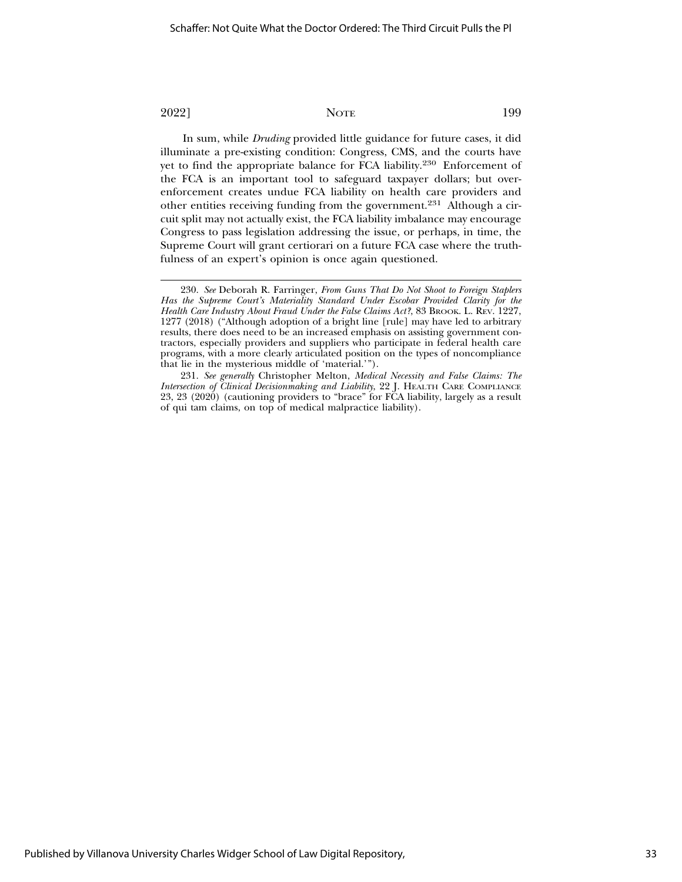In sum, while *Druding* provided little guidance for future cases, it did illuminate a pre-existing condition: Congress, CMS, and the courts have yet to find the appropriate balance for FCA liability.[230] Enforcement of the FCA is an important tool to safeguard taxpayer dollars; but over-enforcement creates undue FCA liability on health care providers and other entities receiving funding from the government.[231] Although a circuit split may not actually exist, the FCA liability imbalance may encourage Congress to pass legislation addressing the issue, or perhaps, in time, the Supreme Court will grant certiorari on a future FCA case where the truthfulness of an expert's opinion is once again questioned.

---

230. *See* Deborah R. Farringer, *From Guns That Do Not Shoot to Foreign Staplers Has the Supreme Court's Materiality Standard Under Escobar Provided Clarity for the Health Care Industry About Fraud Under the False Claims Act?*, 83 BROOK. L. REV. 1227, 1277 (2018) ("Although adoption of a bright line [rule] may have led to arbitrary results, there does need to be an increased emphasis on assisting government contractors, especially providers and suppliers who participate in federal health care programs, with a more clearly articulated position on the types of noncompliance that lie in the mysterious middle of 'material.'").

231. *See generally* Christopher Melton, *Medical Necessity and False Claims: The Intersection of Clinical Decisionmaking and Liability*, 22 J. HEALTH CARE COMPLIANCE 23, 23 (2020) (cautioning providers to "brace" for FCA liability, largely as a result of qui tam claims, on top of medical malpractice liability).